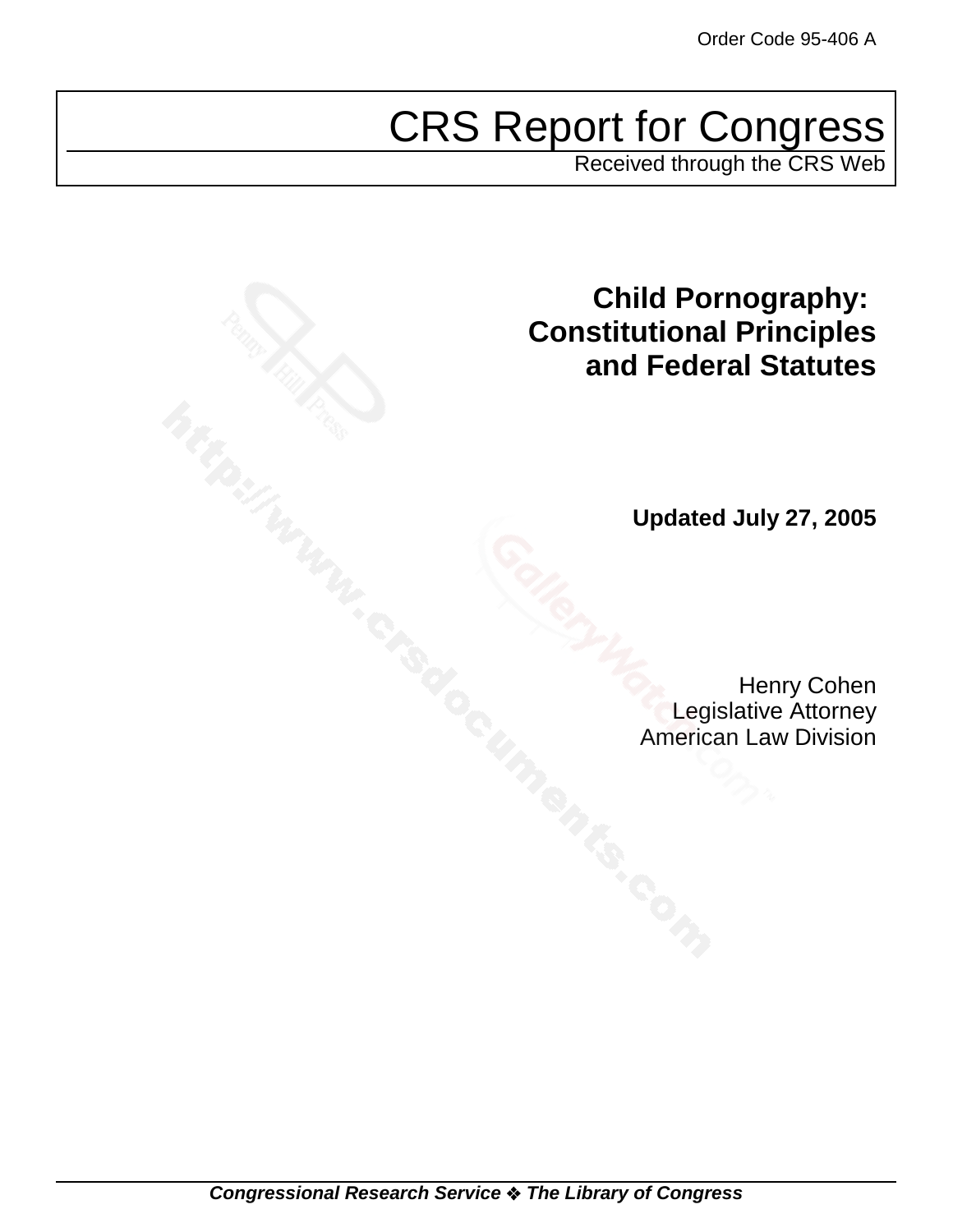Order Code 95-406 A

# CRS Report for Congress

Received through the CRS Web

## Child Pornography: Constitutional Principles and Federal Statutes

**Updated July 27, 2005**

Henry Cohen
Legislative Attorney
American Law Division

***Congressional Research Service ❖ The Library of Congress***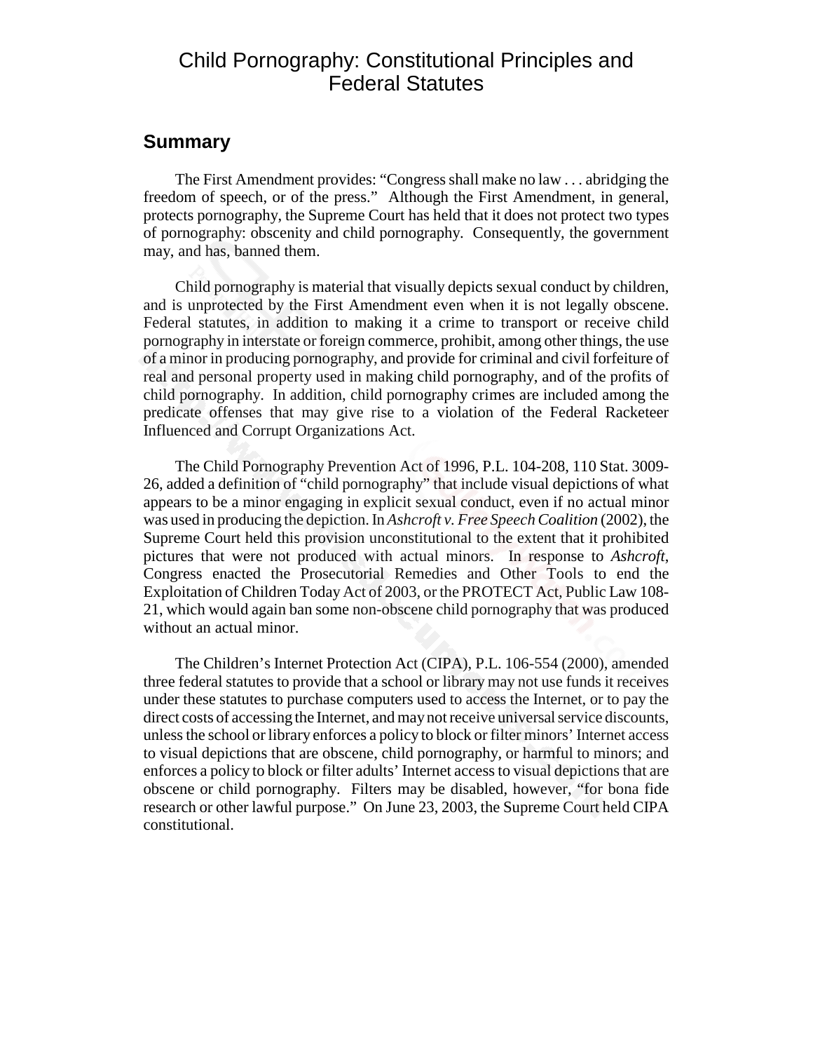# Child Pornography: Constitutional Principles and Federal Statutes

## Summary

The First Amendment provides: "Congress shall make no law . . . abridging the freedom of speech, or of the press." Although the First Amendment, in general, protects pornography, the Supreme Court has held that it does not protect two types of pornography: obscenity and child pornography. Consequently, the government may, and has, banned them.

Child pornography is material that visually depicts sexual conduct by children, and is unprotected by the First Amendment even when it is not legally obscene. Federal statutes, in addition to making it a crime to transport or receive child pornography in interstate or foreign commerce, prohibit, among other things, the use of a minor in producing pornography, and provide for criminal and civil forfeiture of real and personal property used in making child pornography, and of the profits of child pornography. In addition, child pornography crimes are included among the predicate offenses that may give rise to a violation of the Federal Racketeer Influenced and Corrupt Organizations Act.

The Child Pornography Prevention Act of 1996, P.L. 104-208, 110 Stat. 3009-26, added a definition of "child pornography" that include visual depictions of what appears to be a minor engaging in explicit sexual conduct, even if no actual minor was used in producing the depiction. In *Ashcroft v. Free Speech Coalition* (2002), the Supreme Court held this provision unconstitutional to the extent that it prohibited pictures that were not produced with actual minors. In response to *Ashcroft*, Congress enacted the Prosecutorial Remedies and Other Tools to end the Exploitation of Children Today Act of 2003, or the PROTECT Act, Public Law 108-21, which would again ban some non-obscene child pornography that was produced without an actual minor.

The Children's Internet Protection Act (CIPA), P.L. 106-554 (2000), amended three federal statutes to provide that a school or library may not use funds it receives under these statutes to purchase computers used to access the Internet, or to pay the direct costs of accessing the Internet, and may not receive universal service discounts, unless the school or library enforces a policy to block or filter minors' Internet access to visual depictions that are obscene, child pornography, or harmful to minors; and enforces a policy to block or filter adults' Internet access to visual depictions that are obscene or child pornography. Filters may be disabled, however, "for bona fide research or other lawful purpose." On June 23, 2003, the Supreme Court held CIPA constitutional.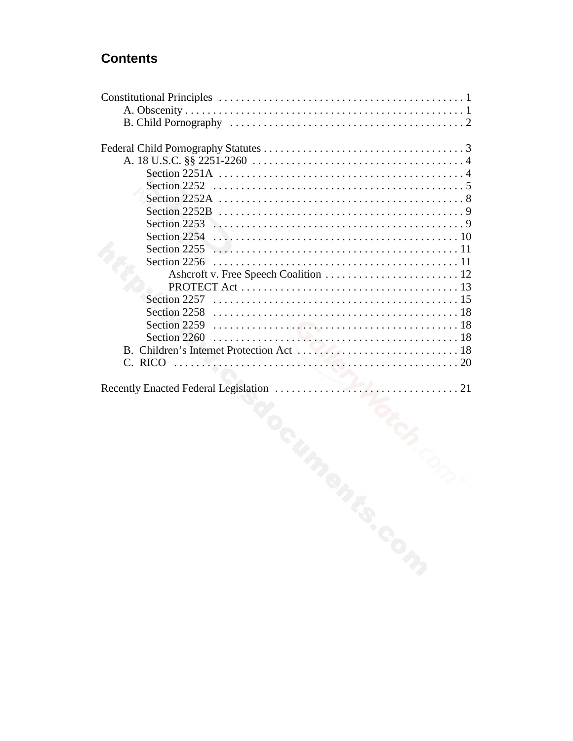## Contents

Constitutional Principles . . . . . . . . . . . . . . . . . . . . . . . . . . . . . . . . . . . . . . . . . . . . 1
- A. Obscenity . . . . . . . . . . . . . . . . . . . . . . . . . . . . . . . . . . . . . . . . . . . . . . . . . . . 1
- B. Child Pornography . . . . . . . . . . . . . . . . . . . . . . . . . . . . . . . . . . . . . . . . . . . 2

Federal Child Pornography Statutes . . . . . . . . . . . . . . . . . . . . . . . . . . . . . . . . . . . . 3
- A. 18 U.S.C. §§ 2251-2260 . . . . . . . . . . . . . . . . . . . . . . . . . . . . . . . . . . . . . . . 4
  - Section 2251A . . . . . . . . . . . . . . . . . . . . . . . . . . . . . . . . . . . . . . . . . . . . 4
  - Section 2252 . . . . . . . . . . . . . . . . . . . . . . . . . . . . . . . . . . . . . . . . . . . . . 5
  - Section 2252A . . . . . . . . . . . . . . . . . . . . . . . . . . . . . . . . . . . . . . . . . . . . 8
  - Section 2252B . . . . . . . . . . . . . . . . . . . . . . . . . . . . . . . . . . . . . . . . . . . . 9
  - Section 2253 . . . . . . . . . . . . . . . . . . . . . . . . . . . . . . . . . . . . . . . . . . . . . 9
  - Section 2254 . . . . . . . . . . . . . . . . . . . . . . . . . . . . . . . . . . . . . . . . . . . . 10
  - Section 2255 . . . . . . . . . . . . . . . . . . . . . . . . . . . . . . . . . . . . . . . . . . . . 11
  - Section 2256 . . . . . . . . . . . . . . . . . . . . . . . . . . . . . . . . . . . . . . . . . . . . 11
    - Ashcroft v. Free Speech Coalition . . . . . . . . . . . . . . . . . . . . . . . . 12
    - PROTECT Act . . . . . . . . . . . . . . . . . . . . . . . . . . . . . . . . . . . . . . . 13
  - Section 2257 . . . . . . . . . . . . . . . . . . . . . . . . . . . . . . . . . . . . . . . . . . . . 15
  - Section 2258 . . . . . . . . . . . . . . . . . . . . . . . . . . . . . . . . . . . . . . . . . . . . 18
  - Section 2259 . . . . . . . . . . . . . . . . . . . . . . . . . . . . . . . . . . . . . . . . . . . . 18
  - Section 2260 . . . . . . . . . . . . . . . . . . . . . . . . . . . . . . . . . . . . . . . . . . . . 18
- B. Children's Internet Protection Act . . . . . . . . . . . . . . . . . . . . . . . . . . . . . 18
- C. RICO . . . . . . . . . . . . . . . . . . . . . . . . . . . . . . . . . . . . . . . . . . . . . . . . . . . 20

Recently Enacted Federal Legislation . . . . . . . . . . . . . . . . . . . . . . . . . . . . . . . . . 21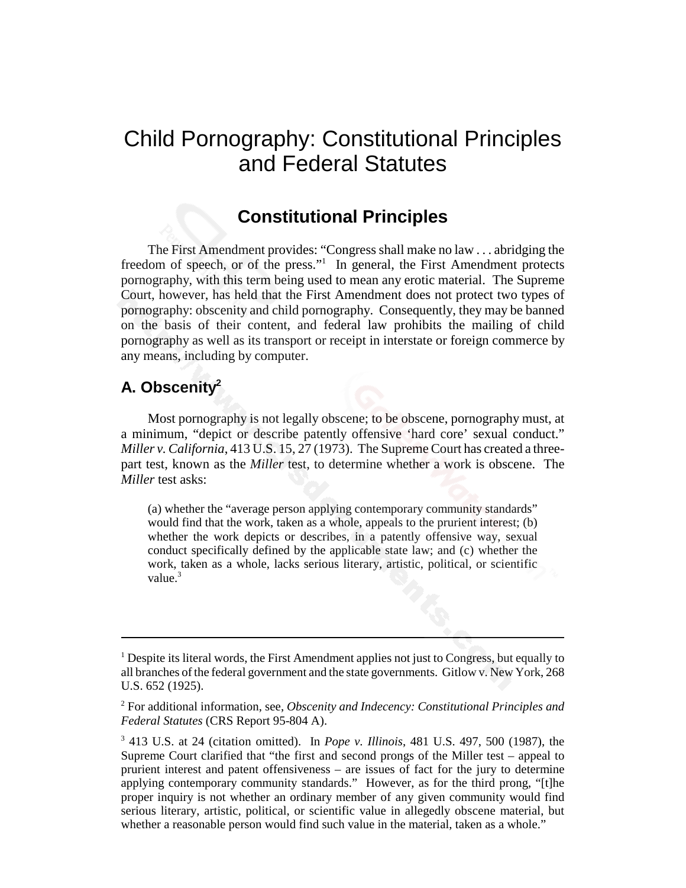# Child Pornography: Constitutional Principles and Federal Statutes

## Constitutional Principles

The First Amendment provides: "Congress shall make no law . . . abridging the freedom of speech, or of the press."[1] In general, the First Amendment protects pornography, with this term being used to mean any erotic material. The Supreme Court, however, has held that the First Amendment does not protect two types of pornography: obscenity and child pornography. Consequently, they may be banned on the basis of their content, and federal law prohibits the mailing of child pornography as well as its transport or receipt in interstate or foreign commerce by any means, including by computer.

### A. Obscenity[2]

Most pornography is not legally obscene; to be obscene, pornography must, at a minimum, "depict or describe patently offensive 'hard core' sexual conduct." *Miller v. California*, 413 U.S. 15, 27 (1973). The Supreme Court has created a three-part test, known as the *Miller* test, to determine whether a work is obscene. The *Miller* test asks:

> (a) whether the "average person applying contemporary community standards" would find that the work, taken as a whole, appeals to the prurient interest; (b) whether the work depicts or describes, in a patently offensive way, sexual conduct specifically defined by the applicable state law; and (c) whether the work, taken as a whole, lacks serious literary, artistic, political, or scientific value.[3]

---

[1] Despite its literal words, the First Amendment applies not just to Congress, but equally to all branches of the federal government and the state governments. Gitlow v. New York, 268 U.S. 652 (1925).

[2] For additional information, see, *Obscenity and Indecency: Constitutional Principles and Federal Statutes* (CRS Report 95-804 A).

[3] 413 U.S. at 24 (citation omitted). In *Pope v. Illinois*, 481 U.S. 497, 500 (1987), the Supreme Court clarified that "the first and second prongs of the Miller test – appeal to prurient interest and patent offensiveness – are issues of fact for the jury to determine applying contemporary community standards." However, as for the third prong, "[t]he proper inquiry is not whether an ordinary member of any given community would find serious literary, artistic, political, or scientific value in allegedly obscene material, but whether a reasonable person would find such value in the material, taken as a whole."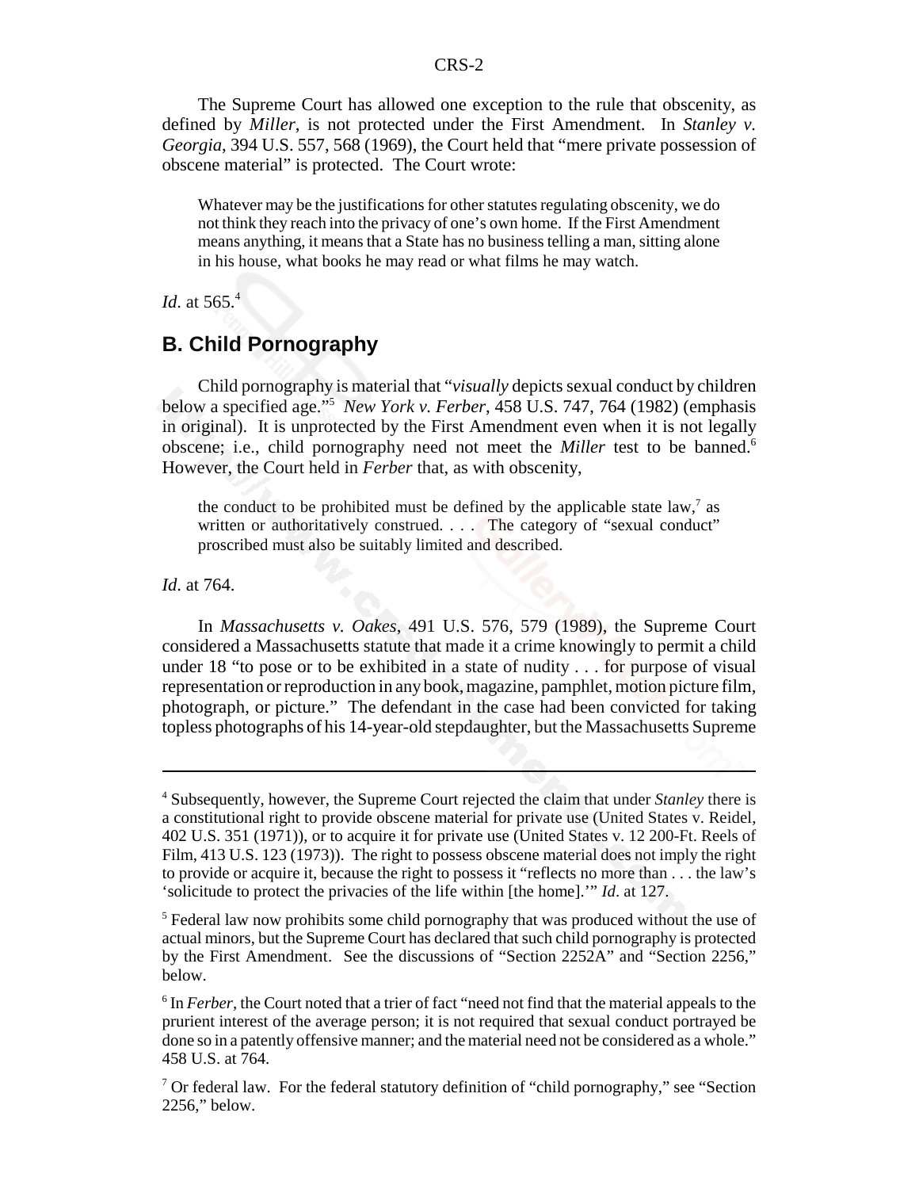The Supreme Court has allowed one exception to the rule that obscenity, as defined by *Miller*, is not protected under the First Amendment. In *Stanley v. Georgia*, 394 U.S. 557, 568 (1969), the Court held that "mere private possession of obscene material" is protected. The Court wrote:

> Whatever may be the justifications for other statutes regulating obscenity, we do not think they reach into the privacy of one's own home. If the First Amendment means anything, it means that a State has no business telling a man, sitting alone in his house, what books he may read or what films he may watch.

*Id*. at 565.[4]

## B. Child Pornography

Child pornography is material that "*visually* depicts sexual conduct by children below a specified age."[5] *New York v. Ferber*, 458 U.S. 747, 764 (1982) (emphasis in original). It is unprotected by the First Amendment even when it is not legally obscene; i.e., child pornography need not meet the *Miller* test to be banned.[6] However, the Court held in *Ferber* that, as with obscenity,

> the conduct to be prohibited must be defined by the applicable state law,[7] as written or authoritatively construed. . . . The category of "sexual conduct" proscribed must also be suitably limited and described.

*Id*. at 764.

In *Massachusetts v. Oakes*, 491 U.S. 576, 579 (1989), the Supreme Court considered a Massachusetts statute that made it a crime knowingly to permit a child under 18 "to pose or to be exhibited in a state of nudity . . . for purpose of visual representation or reproduction in any book, magazine, pamphlet, motion picture film, photograph, or picture." The defendant in the case had been convicted for taking topless photographs of his 14-year-old stepdaughter, but the Massachusetts Supreme

---

[4] Subsequently, however, the Supreme Court rejected the claim that under *Stanley* there is a constitutional right to provide obscene material for private use (United States v. Reidel, 402 U.S. 351 (1971)), or to acquire it for private use (United States v. 12 200-Ft. Reels of Film, 413 U.S. 123 (1973)). The right to possess obscene material does not imply the right to provide or acquire it, because the right to possess it "reflects no more than . . . the law's 'solicitude to protect the privacies of the life within [the home].'" *Id*. at 127.

[5] Federal law now prohibits some child pornography that was produced without the use of actual minors, but the Supreme Court has declared that such child pornography is protected by the First Amendment. See the discussions of "Section 2252A" and "Section 2256," below.

[6] In *Ferber*, the Court noted that a trier of fact "need not find that the material appeals to the prurient interest of the average person; it is not required that sexual conduct portrayed be done so in a patently offensive manner; and the material need not be considered as a whole." 458 U.S. at 764.

[7] Or federal law. For the federal statutory definition of "child pornography," see "Section 2256," below.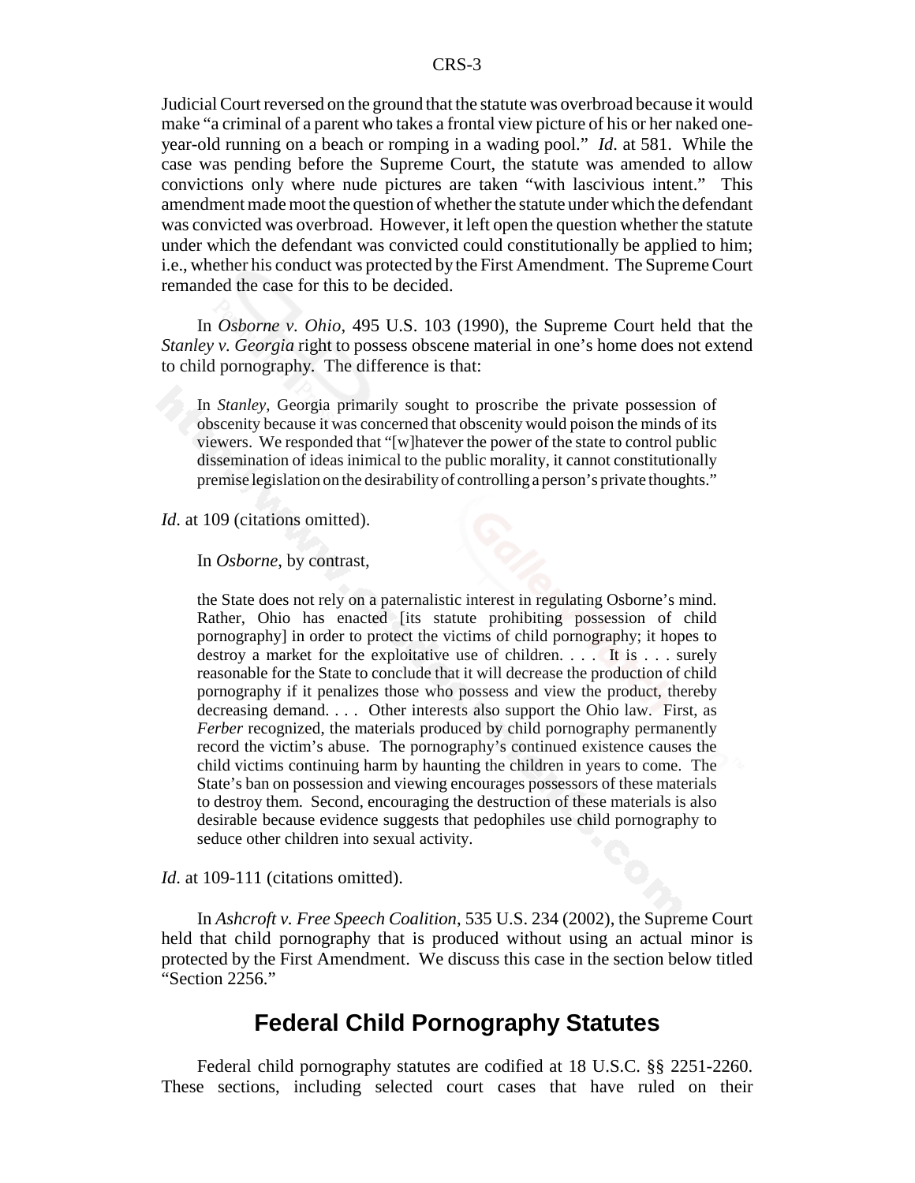Judicial Court reversed on the ground that the statute was overbroad because it would make "a criminal of a parent who takes a frontal view picture of his or her naked one-year-old running on a beach or romping in a wading pool." *Id.* at 581. While the case was pending before the Supreme Court, the statute was amended to allow convictions only where nude pictures are taken "with lascivious intent." This amendment made moot the question of whether the statute under which the defendant was convicted was overbroad. However, it left open the question whether the statute under which the defendant was convicted could constitutionally be applied to him; i.e., whether his conduct was protected by the First Amendment. The Supreme Court remanded the case for this to be decided.

In *Osborne v. Ohio*, 495 U.S. 103 (1990), the Supreme Court held that the *Stanley v. Georgia* right to possess obscene material in one's home does not extend to child pornography. The difference is that:

> In *Stanley*, Georgia primarily sought to proscribe the private possession of obscenity because it was concerned that obscenity would poison the minds of its viewers. We responded that "[w]hatever the power of the state to control public dissemination of ideas inimical to the public morality, it cannot constitutionally premise legislation on the desirability of controlling a person's private thoughts."

*Id.* at 109 (citations omitted).

In *Osborne*, by contrast,

> the State does not rely on a paternalistic interest in regulating Osborne's mind. Rather, Ohio has enacted [its statute prohibiting possession of child pornography] in order to protect the victims of child pornography; it hopes to destroy a market for the exploitative use of children. . . . It is . . . surely reasonable for the State to conclude that it will decrease the production of child pornography if it penalizes those who possess and view the product, thereby decreasing demand. . . . Other interests also support the Ohio law. First, as *Ferber* recognized, the materials produced by child pornography permanently record the victim's abuse. The pornography's continued existence causes the child victims continuing harm by haunting the children in years to come. The State's ban on possession and viewing encourages possessors of these materials to destroy them. Second, encouraging the destruction of these materials is also desirable because evidence suggests that pedophiles use child pornography to seduce other children into sexual activity.

*Id.* at 109-111 (citations omitted).

In *Ashcroft v. Free Speech Coalition*, 535 U.S. 234 (2002), the Supreme Court held that child pornography that is produced without using an actual minor is protected by the First Amendment. We discuss this case in the section below titled "Section 2256."

## Federal Child Pornography Statutes

Federal child pornography statutes are codified at 18 U.S.C. §§ 2251-2260. These sections, including selected court cases that have ruled on their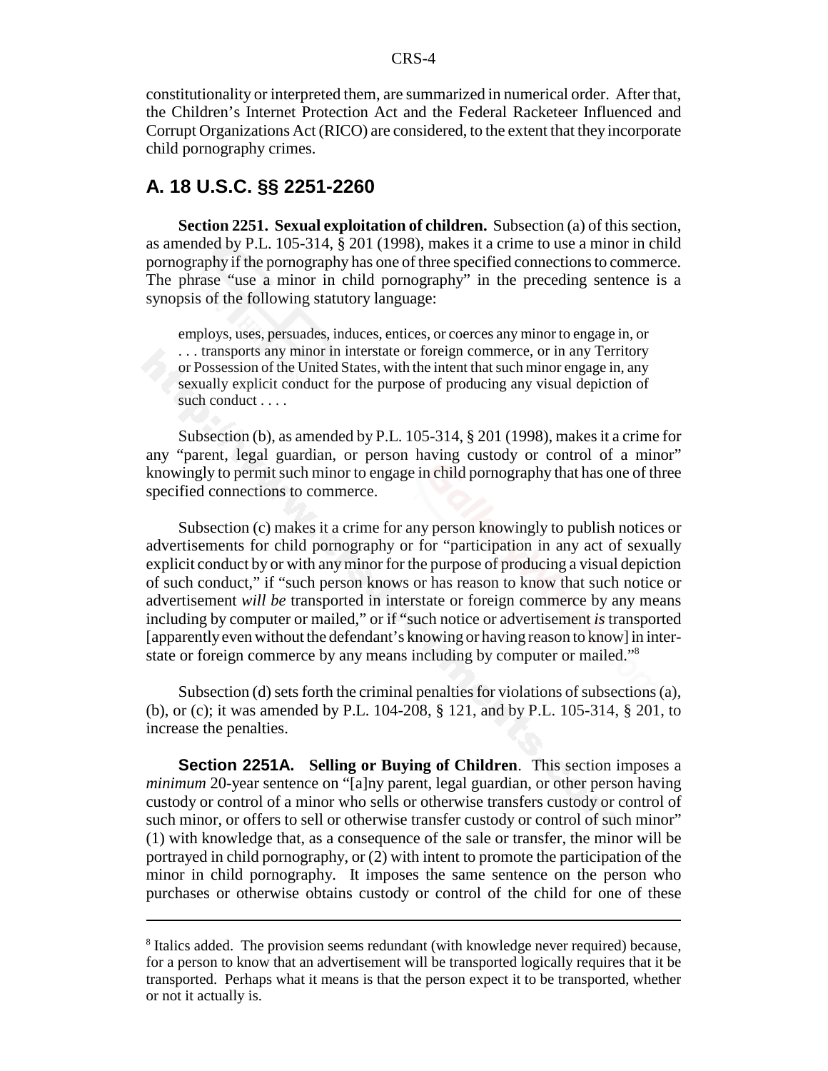constitutionality or interpreted them, are summarized in numerical order. After that, the Children's Internet Protection Act and the Federal Racketeer Influenced and Corrupt Organizations Act (RICO) are considered, to the extent that they incorporate child pornography crimes.

## A. 18 U.S.C. §§ 2251-2260

**Section 2251. Sexual exploitation of children.** Subsection (a) of this section, as amended by P.L. 105-314, § 201 (1998), makes it a crime to use a minor in child pornography if the pornography has one of three specified connections to commerce. The phrase "use a minor in child pornography" in the preceding sentence is a synopsis of the following statutory language:

> employs, uses, persuades, induces, entices, or coerces any minor to engage in, or . . . transports any minor in interstate or foreign commerce, or in any Territory or Possession of the United States, with the intent that such minor engage in, any sexually explicit conduct for the purpose of producing any visual depiction of such conduct . . . .

Subsection (b), as amended by P.L. 105-314, § 201 (1998), makes it a crime for any "parent, legal guardian, or person having custody or control of a minor" knowingly to permit such minor to engage in child pornography that has one of three specified connections to commerce.

Subsection (c) makes it a crime for any person knowingly to publish notices or advertisements for child pornography or for "participation in any act of sexually explicit conduct by or with any minor for the purpose of producing a visual depiction of such conduct," if "such person knows or has reason to know that such notice or advertisement *will be* transported in interstate or foreign commerce by any means including by computer or mailed," or if "such notice or advertisement *is* transported [apparently even without the defendant's knowing or having reason to know] in interstate or foreign commerce by any means including by computer or mailed."[8]

Subsection (d) sets forth the criminal penalties for violations of subsections (a), (b), or (c); it was amended by P.L. 104-208, § 121, and by P.L. 105-314, § 201, to increase the penalties.

**Section 2251A. Selling or Buying of Children**. This section imposes a *minimum* 20-year sentence on "[a]ny parent, legal guardian, or other person having custody or control of a minor who sells or otherwise transfers custody or control of such minor, or offers to sell or otherwise transfer custody or control of such minor" (1) with knowledge that, as a consequence of the sale or transfer, the minor will be portrayed in child pornography, or (2) with intent to promote the participation of the minor in child pornography. It imposes the same sentence on the person who purchases or otherwise obtains custody or control of the child for one of these

---

[8] Italics added. The provision seems redundant (with knowledge never required) because, for a person to know that an advertisement will be transported logically requires that it be transported. Perhaps what it means is that the person expect it to be transported, whether or not it actually is.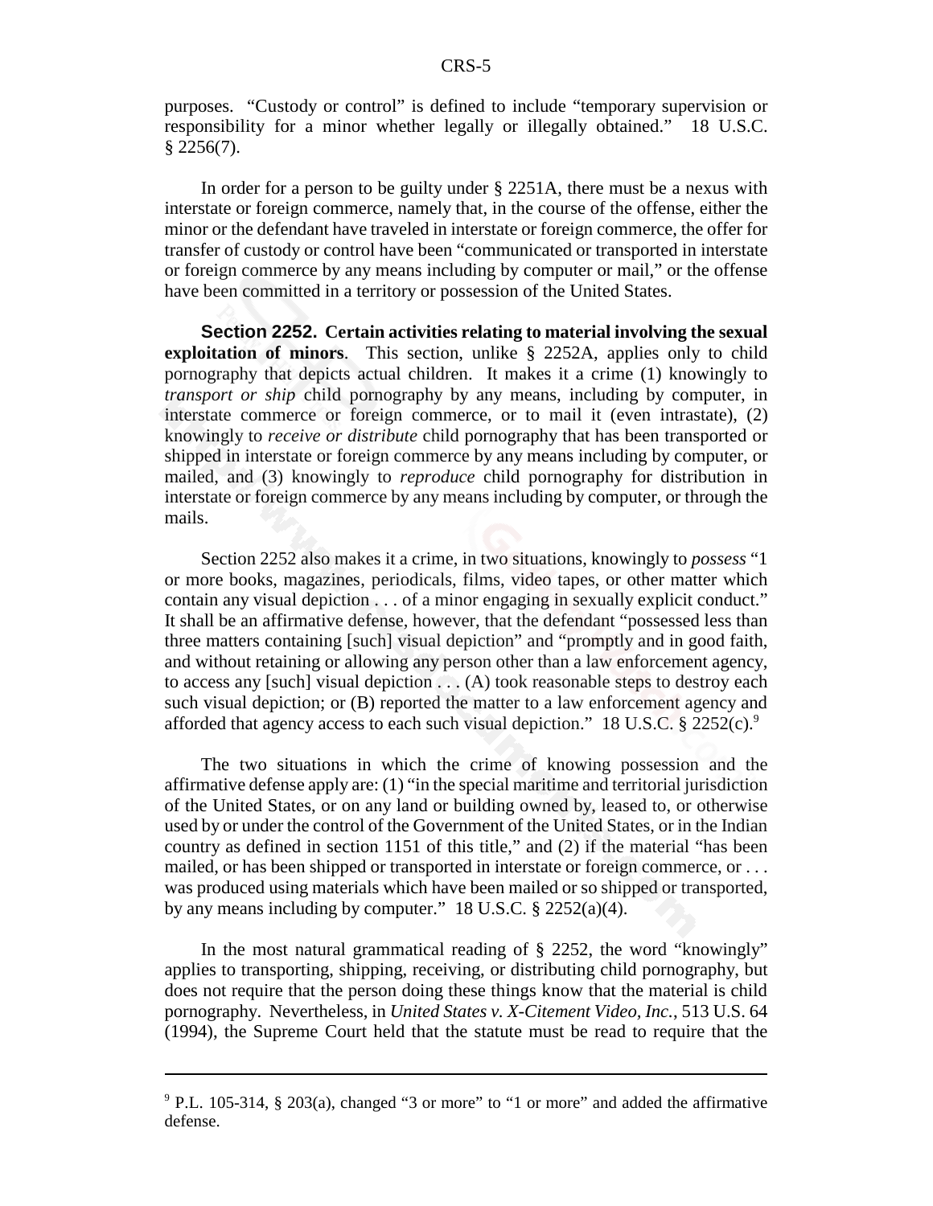purposes. "Custody or control" is defined to include "temporary supervision or responsibility for a minor whether legally or illegally obtained." 18 U.S.C. § 2256(7).

In order for a person to be guilty under § 2251A, there must be a nexus with interstate or foreign commerce, namely that, in the course of the offense, either the minor or the defendant have traveled in interstate or foreign commerce, the offer for transfer of custody or control have been "communicated or transported in interstate or foreign commerce by any means including by computer or mail," or the offense have been committed in a territory or possession of the United States.

**Section 2252. Certain activities relating to material involving the sexual exploitation of minors**. This section, unlike § 2252A, applies only to child pornography that depicts actual children. It makes it a crime (1) knowingly to *transport or ship* child pornography by any means, including by computer, in interstate commerce or foreign commerce, or to mail it (even intrastate), (2) knowingly to *receive or distribute* child pornography that has been transported or shipped in interstate or foreign commerce by any means including by computer, or mailed, and (3) knowingly to *reproduce* child pornography for distribution in interstate or foreign commerce by any means including by computer, or through the mails.

Section 2252 also makes it a crime, in two situations, knowingly to *possess* "1 or more books, magazines, periodicals, films, video tapes, or other matter which contain any visual depiction . . . of a minor engaging in sexually explicit conduct." It shall be an affirmative defense, however, that the defendant "possessed less than three matters containing [such] visual depiction" and "promptly and in good faith, and without retaining or allowing any person other than a law enforcement agency, to access any [such] visual depiction . . . (A) took reasonable steps to destroy each such visual depiction; or (B) reported the matter to a law enforcement agency and afforded that agency access to each such visual depiction." 18 U.S.C. § 2252(c).[9]

The two situations in which the crime of knowing possession and the affirmative defense apply are: (1) "in the special maritime and territorial jurisdiction of the United States, or on any land or building owned by, leased to, or otherwise used by or under the control of the Government of the United States, or in the Indian country as defined in section 1151 of this title," and (2) if the material "has been mailed, or has been shipped or transported in interstate or foreign commerce, or . . . was produced using materials which have been mailed or so shipped or transported, by any means including by computer." 18 U.S.C. § 2252(a)(4).

In the most natural grammatical reading of § 2252, the word "knowingly" applies to transporting, shipping, receiving, or distributing child pornography, but does not require that the person doing these things know that the material is child pornography. Nevertheless, in *United States v. X-Citement Video, Inc.*, 513 U.S. 64 (1994), the Supreme Court held that the statute must be read to require that the

---

[9] P.L. 105-314, § 203(a), changed "3 or more" to "1 or more" and added the affirmative defense.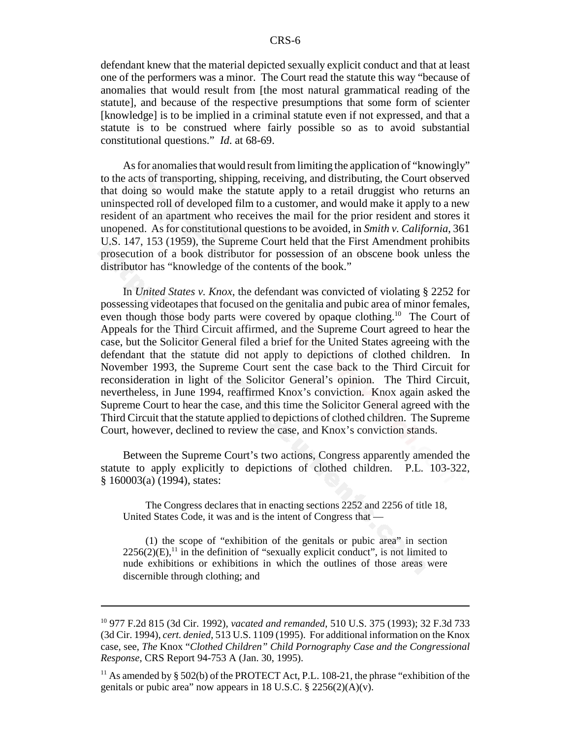defendant knew that the material depicted sexually explicit conduct and that at least one of the performers was a minor. The Court read the statute this way "because of anomalies that would result from [the most natural grammatical reading of the statute], and because of the respective presumptions that some form of scienter [knowledge] is to be implied in a criminal statute even if not expressed, and that a statute is to be construed where fairly possible so as to avoid substantial constitutional questions." *Id.* at 68-69.

As for anomalies that would result from limiting the application of "knowingly" to the acts of transporting, shipping, receiving, and distributing, the Court observed that doing so would make the statute apply to a retail druggist who returns an uninspected roll of developed film to a customer, and would make it apply to a new resident of an apartment who receives the mail for the prior resident and stores it unopened. As for constitutional questions to be avoided, in *Smith v. California*, 361 U.S. 147, 153 (1959), the Supreme Court held that the First Amendment prohibits prosecution of a book distributor for possession of an obscene book unless the distributor has "knowledge of the contents of the book."

In *United States v. Knox*, the defendant was convicted of violating § 2252 for possessing videotapes that focused on the genitalia and pubic area of minor females, even though those body parts were covered by opaque clothing.[10] The Court of Appeals for the Third Circuit affirmed, and the Supreme Court agreed to hear the case, but the Solicitor General filed a brief for the United States agreeing with the defendant that the statute did not apply to depictions of clothed children. In November 1993, the Supreme Court sent the case back to the Third Circuit for reconsideration in light of the Solicitor General's opinion. The Third Circuit, nevertheless, in June 1994, reaffirmed Knox's conviction. Knox again asked the Supreme Court to hear the case, and this time the Solicitor General agreed with the Third Circuit that the statute applied to depictions of clothed children. The Supreme Court, however, declined to review the case, and Knox's conviction stands.

Between the Supreme Court's two actions, Congress apparently amended the statute to apply explicitly to depictions of clothed children. P.L. 103-322, § 160003(a) (1994), states:

> The Congress declares that in enacting sections 2252 and 2256 of title 18, United States Code, it was and is the intent of Congress that —
>
> (1) the scope of "exhibition of the genitals or pubic area" in section 2256(2)(E),[11] in the definition of "sexually explicit conduct", is not limited to nude exhibitions or exhibitions in which the outlines of those areas were discernible through clothing; and

---

[10] 977 F.2d 815 (3d Cir. 1992), *vacated and remanded*, 510 U.S. 375 (1993); 32 F.3d 733 (3d Cir. 1994), *cert. denied*, 513 U.S. 1109 (1995). For additional information on the Knox case, see, *The* Knox *"Clothed Children" Child Pornography Case and the Congressional Response*, CRS Report 94-753 A (Jan. 30, 1995).

[11] As amended by § 502(b) of the PROTECT Act, P.L. 108-21, the phrase "exhibition of the genitals or pubic area" now appears in 18 U.S.C. § 2256(2)(A)(v).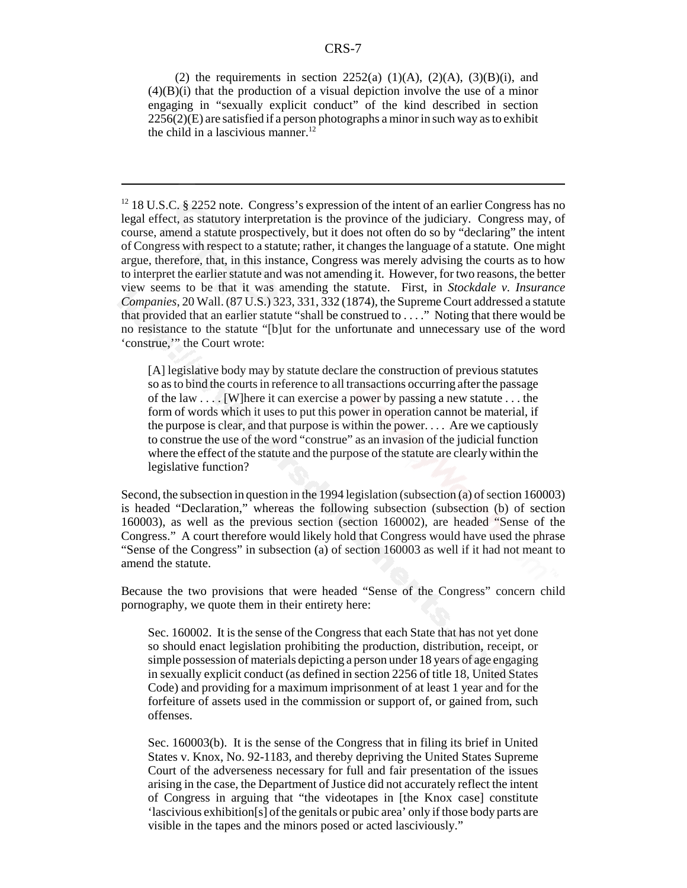(2) the requirements in section 2252(a) (1)(A), (2)(A), (3)(B)(i), and (4)(B)(i) that the production of a visual depiction involve the use of a minor engaging in "sexually explicit conduct" of the kind described in section 2256(2)(E) are satisfied if a person photographs a minor in such way as to exhibit the child in a lascivious manner.[12]

---

[12] 18 U.S.C. § 2252 note. Congress's expression of the intent of an earlier Congress has no legal effect, as statutory interpretation is the province of the judiciary. Congress may, of course, amend a statute prospectively, but it does not often do so by "declaring" the intent of Congress with respect to a statute; rather, it changes the language of a statute. One might argue, therefore, that, in this instance, Congress was merely advising the courts as to how to interpret the earlier statute and was not amending it. However, for two reasons, the better view seems to be that it was amending the statute. First, in *Stockdale v. Insurance Companies*, 20 Wall. (87 U.S.) 323, 331, 332 (1874), the Supreme Court addressed a statute that provided that an earlier statute "shall be construed to . . . ." Noting that there would be no resistance to the statute "[b]ut for the unfortunate and unnecessary use of the word 'construe,'" the Court wrote:

> [A] legislative body may by statute declare the construction of previous statutes so as to bind the courts in reference to all transactions occurring after the passage of the law . . . . [W]here it can exercise a power by passing a new statute . . . the form of words which it uses to put this power in operation cannot be material, if the purpose is clear, and that purpose is within the power. . . . Are we captiously to construe the use of the word "construe" as an invasion of the judicial function where the effect of the statute and the purpose of the statute are clearly within the legislative function?

Second, the subsection in question in the 1994 legislation (subsection (a) of section 160003) is headed "Declaration," whereas the following subsection (subsection (b) of section 160003), as well as the previous section (section 160002), are headed "Sense of the Congress." A court therefore would likely hold that Congress would have used the phrase "Sense of the Congress" in subsection (a) of section 160003 as well if it had not meant to amend the statute.

Because the two provisions that were headed "Sense of the Congress" concern child pornography, we quote them in their entirety here:

> Sec. 160002. It is the sense of the Congress that each State that has not yet done so should enact legislation prohibiting the production, distribution, receipt, or simple possession of materials depicting a person under 18 years of age engaging in sexually explicit conduct (as defined in section 2256 of title 18, United States Code) and providing for a maximum imprisonment of at least 1 year and for the forfeiture of assets used in the commission or support of, or gained from, such offenses.

> Sec. 160003(b). It is the sense of the Congress that in filing its brief in United States v. Knox, No. 92-1183, and thereby depriving the United States Supreme Court of the adverseness necessary for full and fair presentation of the issues arising in the case, the Department of Justice did not accurately reflect the intent of Congress in arguing that "the videotapes in [the Knox case] constitute 'lascivious exhibition[s] of the genitals or pubic area' only if those body parts are visible in the tapes and the minors posed or acted lasciviously."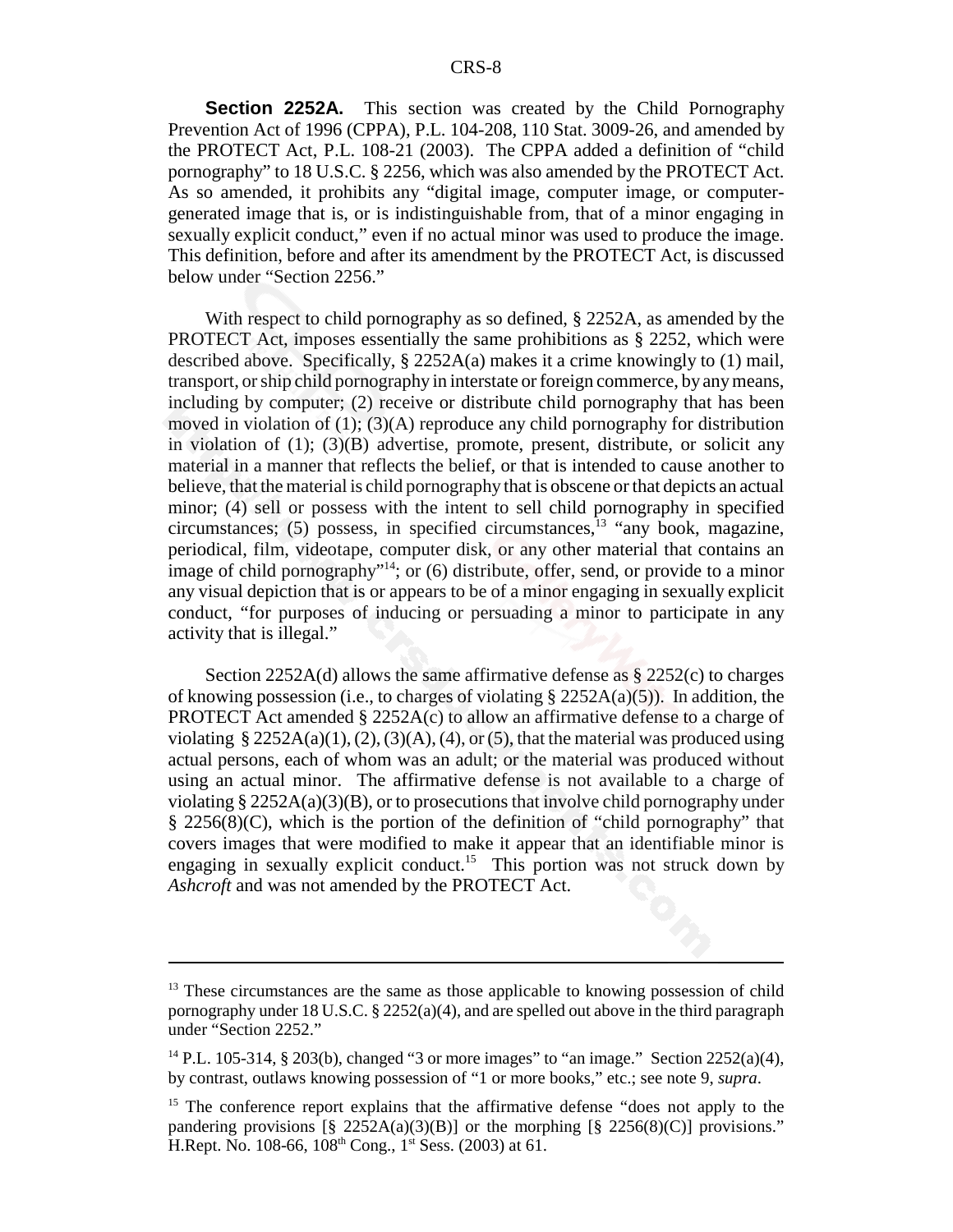**Section 2252A.** This section was created by the Child Pornography Prevention Act of 1996 (CPPA), P.L. 104-208, 110 Stat. 3009-26, and amended by the PROTECT Act, P.L. 108-21 (2003). The CPPA added a definition of "child pornography" to 18 U.S.C. § 2256, which was also amended by the PROTECT Act. As so amended, it prohibits any "digital image, computer image, or computer-generated image that is, or is indistinguishable from, that of a minor engaging in sexually explicit conduct," even if no actual minor was used to produce the image. This definition, before and after its amendment by the PROTECT Act, is discussed below under "Section 2256."

With respect to child pornography as so defined, § 2252A, as amended by the PROTECT Act, imposes essentially the same prohibitions as § 2252, which were described above. Specifically, § 2252A(a) makes it a crime knowingly to (1) mail, transport, or ship child pornography in interstate or foreign commerce, by any means, including by computer; (2) receive or distribute child pornography that has been moved in violation of (1); (3)(A) reproduce any child pornography for distribution in violation of (1); (3)(B) advertise, promote, present, distribute, or solicit any material in a manner that reflects the belief, or that is intended to cause another to believe, that the material is child pornography that is obscene or that depicts an actual minor; (4) sell or possess with the intent to sell child pornography in specified circumstances; (5) possess, in specified circumstances,[13] "any book, magazine, periodical, film, videotape, computer disk, or any other material that contains an image of child pornography"[14]; or (6) distribute, offer, send, or provide to a minor any visual depiction that is or appears to be of a minor engaging in sexually explicit conduct, "for purposes of inducing or persuading a minor to participate in any activity that is illegal."

Section 2252A(d) allows the same affirmative defense as § 2252(c) to charges of knowing possession (i.e., to charges of violating § 2252A(a)(5)). In addition, the PROTECT Act amended § 2252A(c) to allow an affirmative defense to a charge of violating § 2252A(a)(1), (2), (3)(A), (4), or (5), that the material was produced using actual persons, each of whom was an adult; or the material was produced without using an actual minor. The affirmative defense is not available to a charge of violating § 2252A(a)(3)(B), or to prosecutions that involve child pornography under § 2256(8)(C), which is the portion of the definition of "child pornography" that covers images that were modified to make it appear that an identifiable minor is engaging in sexually explicit conduct.[15] This portion was not struck down by *Ashcroft* and was not amended by the PROTECT Act.

---

[13] These circumstances are the same as those applicable to knowing possession of child pornography under 18 U.S.C. § 2252(a)(4), and are spelled out above in the third paragraph under "Section 2252."

[14] P.L. 105-314, § 203(b), changed "3 or more images" to "an image." Section 2252(a)(4), by contrast, outlaws knowing possession of "1 or more books," etc.; see note 9, *supra*.

[15] The conference report explains that the affirmative defense "does not apply to the pandering provisions [§ 2252A(a)(3)(B)] or the morphing [§ 2256(8)(C)] provisions." H.Rept. No. 108-66, 108th Cong., 1st Sess. (2003) at 61.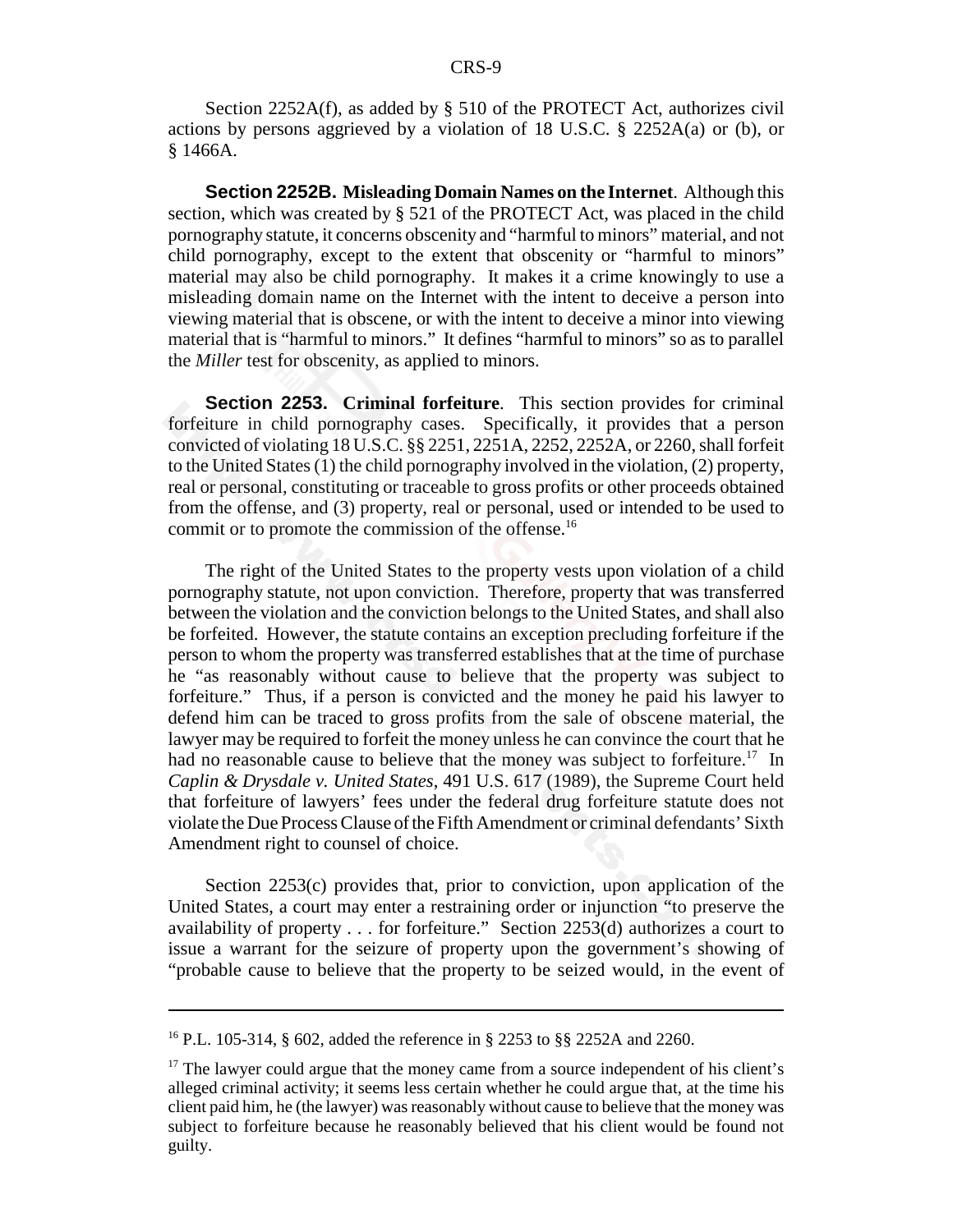Section 2252A(f), as added by § 510 of the PROTECT Act, authorizes civil actions by persons aggrieved by a violation of 18 U.S.C. § 2252A(a) or (b), or § 1466A.

**Section 2252B. Misleading Domain Names on the Internet**. Although this section, which was created by § 521 of the PROTECT Act, was placed in the child pornography statute, it concerns obscenity and "harmful to minors" material, and not child pornography, except to the extent that obscenity or "harmful to minors" material may also be child pornography. It makes it a crime knowingly to use a misleading domain name on the Internet with the intent to deceive a person into viewing material that is obscene, or with the intent to deceive a minor into viewing material that is "harmful to minors." It defines "harmful to minors" so as to parallel the *Miller* test for obscenity, as applied to minors.

**Section 2253. Criminal forfeiture**. This section provides for criminal forfeiture in child pornography cases. Specifically, it provides that a person convicted of violating 18 U.S.C. §§ 2251, 2251A, 2252, 2252A, or 2260, shall forfeit to the United States (1) the child pornography involved in the violation, (2) property, real or personal, constituting or traceable to gross profits or other proceeds obtained from the offense, and (3) property, real or personal, used or intended to be used to commit or to promote the commission of the offense.[16]

The right of the United States to the property vests upon violation of a child pornography statute, not upon conviction. Therefore, property that was transferred between the violation and the conviction belongs to the United States, and shall also be forfeited. However, the statute contains an exception precluding forfeiture if the person to whom the property was transferred establishes that at the time of purchase he "as reasonably without cause to believe that the property was subject to forfeiture." Thus, if a person is convicted and the money he paid his lawyer to defend him can be traced to gross profits from the sale of obscene material, the lawyer may be required to forfeit the money unless he can convince the court that he had no reasonable cause to believe that the money was subject to forfeiture.[17] In *Caplin & Drysdale v. United States*, 491 U.S. 617 (1989), the Supreme Court held that forfeiture of lawyers' fees under the federal drug forfeiture statute does not violate the Due Process Clause of the Fifth Amendment or criminal defendants' Sixth Amendment right to counsel of choice.

Section 2253(c) provides that, prior to conviction, upon application of the United States, a court may enter a restraining order or injunction "to preserve the availability of property . . . for forfeiture." Section 2253(d) authorizes a court to issue a warrant for the seizure of property upon the government's showing of "probable cause to believe that the property to be seized would, in the event of

---

[16] P.L. 105-314, § 602, added the reference in § 2253 to §§ 2252A and 2260.

[17] The lawyer could argue that the money came from a source independent of his client's alleged criminal activity; it seems less certain whether he could argue that, at the time his client paid him, he (the lawyer) was reasonably without cause to believe that the money was subject to forfeiture because he reasonably believed that his client would be found not guilty.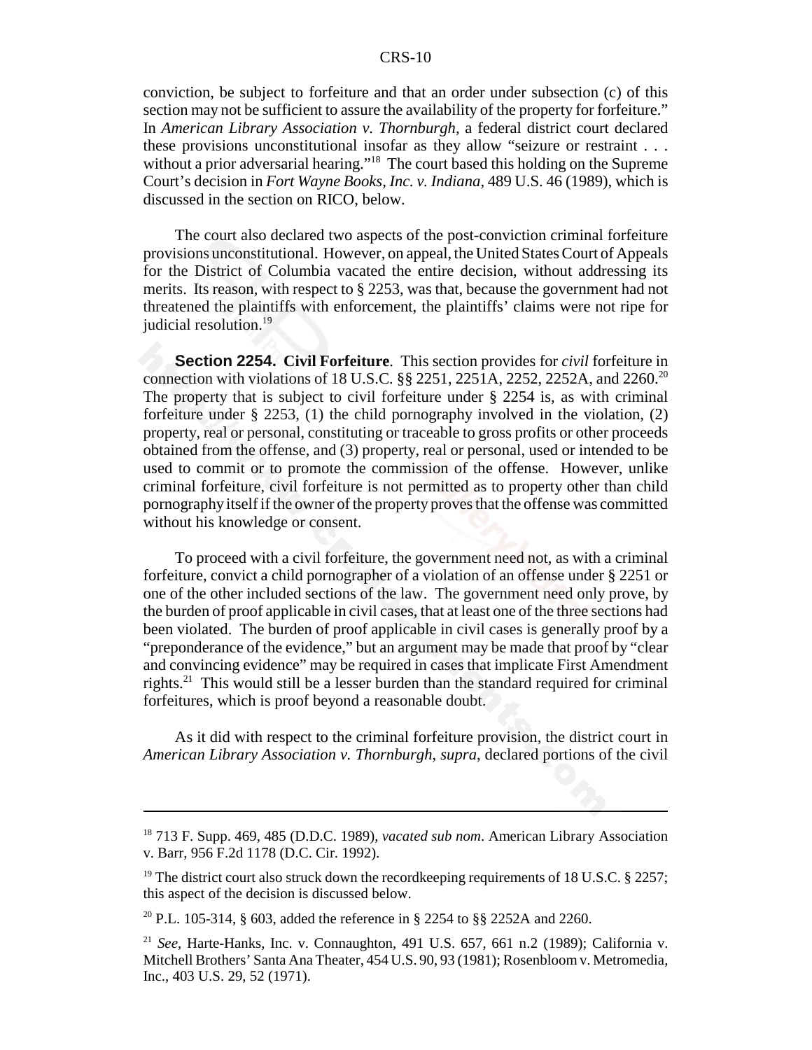conviction, be subject to forfeiture and that an order under subsection (c) of this section may not be sufficient to assure the availability of the property for forfeiture." In *American Library Association v. Thornburgh*, a federal district court declared these provisions unconstitutional insofar as they allow "seizure or restraint . . . without a prior adversarial hearing."[18] The court based this holding on the Supreme Court's decision in *Fort Wayne Books, Inc. v. Indiana*, 489 U.S. 46 (1989), which is discussed in the section on RICO, below.

The court also declared two aspects of the post-conviction criminal forfeiture provisions unconstitutional. However, on appeal, the United States Court of Appeals for the District of Columbia vacated the entire decision, without addressing its merits. Its reason, with respect to § 2253, was that, because the government had not threatened the plaintiffs with enforcement, the plaintiffs' claims were not ripe for judicial resolution.[19]

**Section 2254. Civil Forfeiture**. This section provides for *civil* forfeiture in connection with violations of 18 U.S.C. §§ 2251, 2251A, 2252, 2252A, and 2260.[20] The property that is subject to civil forfeiture under § 2254 is, as with criminal forfeiture under § 2253, (1) the child pornography involved in the violation, (2) property, real or personal, constituting or traceable to gross profits or other proceeds obtained from the offense, and (3) property, real or personal, used or intended to be used to commit or to promote the commission of the offense. However, unlike criminal forfeiture, civil forfeiture is not permitted as to property other than child pornography itself if the owner of the property proves that the offense was committed without his knowledge or consent.

To proceed with a civil forfeiture, the government need not, as with a criminal forfeiture, convict a child pornographer of a violation of an offense under § 2251 or one of the other included sections of the law. The government need only prove, by the burden of proof applicable in civil cases, that at least one of the three sections had been violated. The burden of proof applicable in civil cases is generally proof by a "preponderance of the evidence," but an argument may be made that proof by "clear and convincing evidence" may be required in cases that implicate First Amendment rights.[21] This would still be a lesser burden than the standard required for criminal forfeitures, which is proof beyond a reasonable doubt.

As it did with respect to the criminal forfeiture provision, the district court in *American Library Association v. Thornburgh*, *supra*, declared portions of the civil

---

[18] 713 F. Supp. 469, 485 (D.D.C. 1989), *vacated sub nom*. American Library Association v. Barr, 956 F.2d 1178 (D.C. Cir. 1992).

[19] The district court also struck down the recordkeeping requirements of 18 U.S.C. § 2257; this aspect of the decision is discussed below.

[20] P.L. 105-314, § 603, added the reference in § 2254 to §§ 2252A and 2260.

[21] *See*, Harte-Hanks, Inc. v. Connaughton, 491 U.S. 657, 661 n.2 (1989); California v. Mitchell Brothers' Santa Ana Theater, 454 U.S. 90, 93 (1981); Rosenbloom v. Metromedia, Inc., 403 U.S. 29, 52 (1971).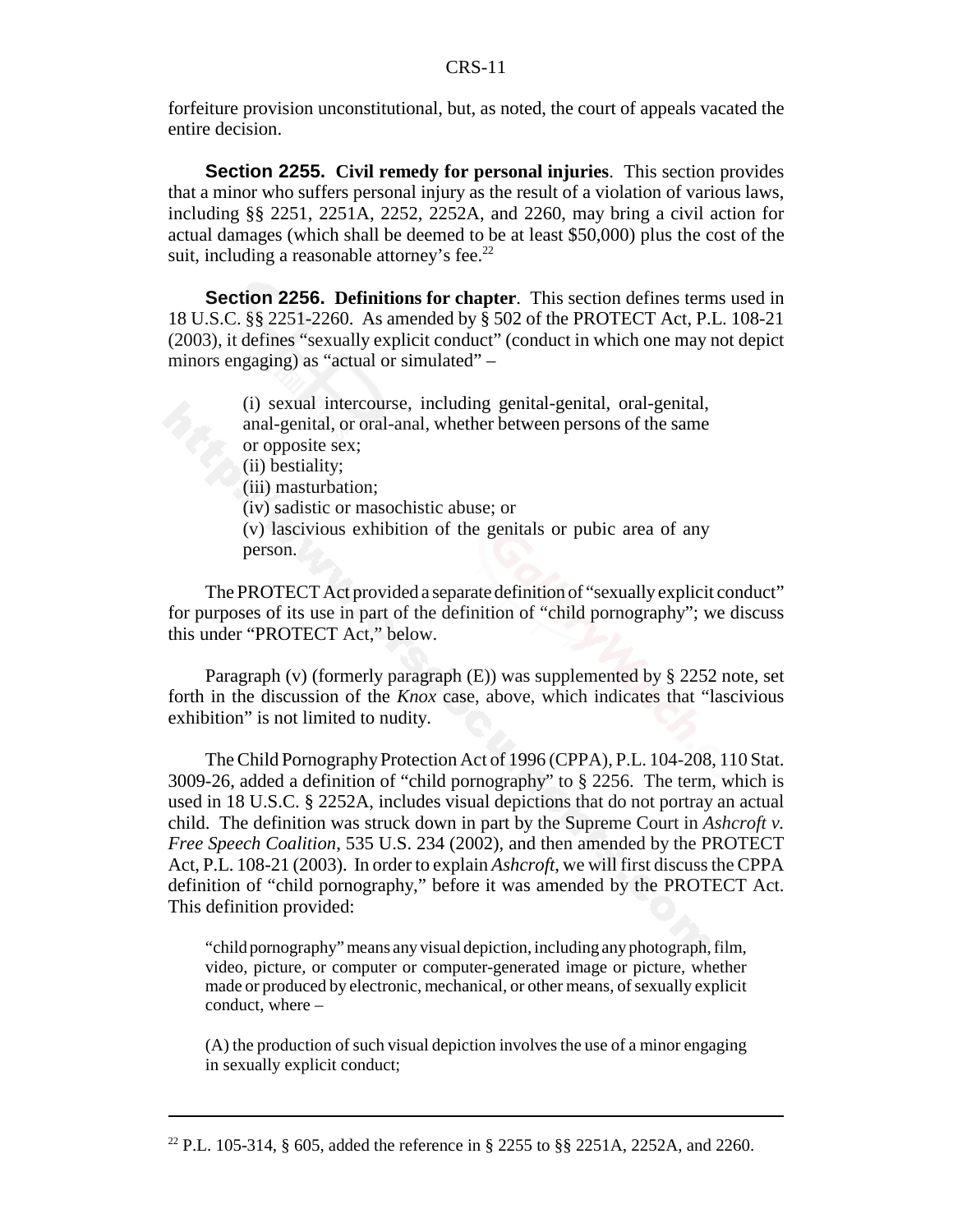forfeiture provision unconstitutional, but, as noted, the court of appeals vacated the entire decision.

**Section 2255. Civil remedy for personal injuries**. This section provides that a minor who suffers personal injury as the result of a violation of various laws, including §§ 2251, 2251A, 2252, 2252A, and 2260, may bring a civil action for actual damages (which shall be deemed to be at least $50,000) plus the cost of the suit, including a reasonable attorney's fee.[22]

**Section 2256. Definitions for chapter**. This section defines terms used in 18 U.S.C. §§ 2251-2260. As amended by § 502 of the PROTECT Act, P.L. 108-21 (2003), it defines "sexually explicit conduct" (conduct in which one may not depict minors engaging) as "actual or simulated" –

> (i) sexual intercourse, including genital-genital, oral-genital, anal-genital, or oral-anal, whether between persons of the same or opposite sex;
> (ii) bestiality;
> (iii) masturbation;
> (iv) sadistic or masochistic abuse; or
> (v) lascivious exhibition of the genitals or pubic area of any person.

The PROTECT Act provided a separate definition of "sexually explicit conduct" for purposes of its use in part of the definition of "child pornography"; we discuss this under "PROTECT Act," below.

Paragraph (v) (formerly paragraph (E)) was supplemented by § 2252 note, set forth in the discussion of the *Knox* case, above, which indicates that "lascivious exhibition" is not limited to nudity.

The Child Pornography Protection Act of 1996 (CPPA), P.L. 104-208, 110 Stat. 3009-26, added a definition of "child pornography" to § 2256. The term, which is used in 18 U.S.C. § 2252A, includes visual depictions that do not portray an actual child. The definition was struck down in part by the Supreme Court in *Ashcroft v. Free Speech Coalition*, 535 U.S. 234 (2002), and then amended by the PROTECT Act, P.L. 108-21 (2003). In order to explain *Ashcroft*, we will first discuss the CPPA definition of "child pornography," before it was amended by the PROTECT Act. This definition provided:

> "child pornography" means any visual depiction, including any photograph, film, video, picture, or computer or computer-generated image or picture, whether made or produced by electronic, mechanical, or other means, of sexually explicit conduct, where –
>
> (A) the production of such visual depiction involves the use of a minor engaging in sexually explicit conduct;

---

[22] P.L. 105-314, § 605, added the reference in § 2255 to §§ 2251A, 2252A, and 2260.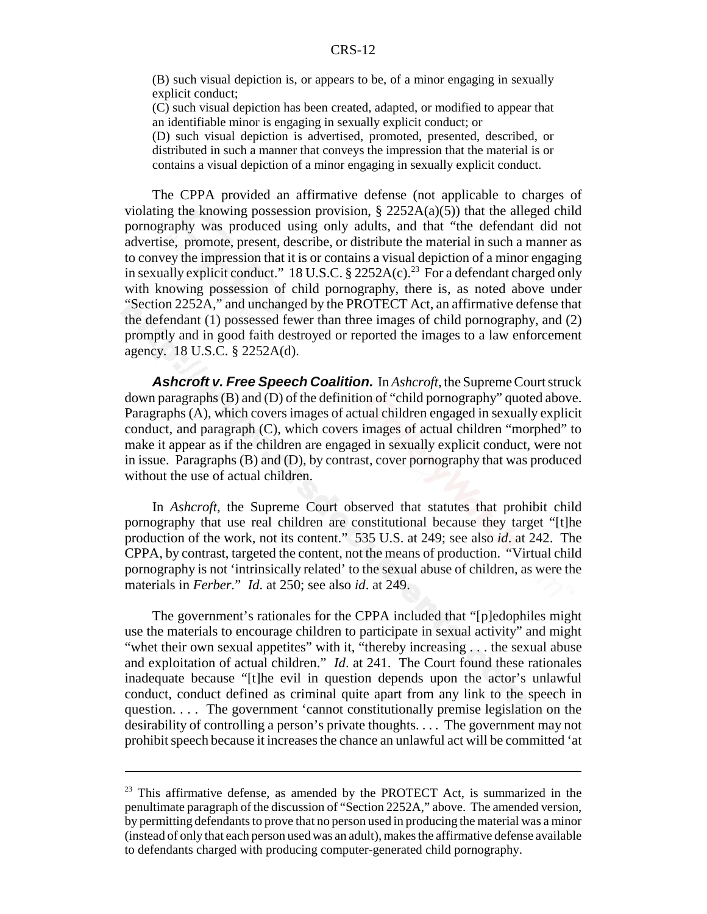(B) such visual depiction is, or appears to be, of a minor engaging in sexually explicit conduct;

(C) such visual depiction has been created, adapted, or modified to appear that an identifiable minor is engaging in sexually explicit conduct; or

(D) such visual depiction is advertised, promoted, presented, described, or distributed in such a manner that conveys the impression that the material is or contains a visual depiction of a minor engaging in sexually explicit conduct.

The CPPA provided an affirmative defense (not applicable to charges of violating the knowing possession provision, § 2252A(a)(5)) that the alleged child pornography was produced using only adults, and that "the defendant did not advertise, promote, present, describe, or distribute the material in such a manner as to convey the impression that it is or contains a visual depiction of a minor engaging in sexually explicit conduct." 18 U.S.C. § 2252A(c).[23] For a defendant charged only with knowing possession of child pornography, there is, as noted above under "Section 2252A," and unchanged by the PROTECT Act, an affirmative defense that the defendant (1) possessed fewer than three images of child pornography, and (2) promptly and in good faith destroyed or reported the images to a law enforcement agency. 18 U.S.C. § 2252A(d).

***Ashcroft v. Free Speech Coalition.*** In *Ashcroft*, the Supreme Court struck down paragraphs (B) and (D) of the definition of "child pornography" quoted above. Paragraphs (A), which covers images of actual children engaged in sexually explicit conduct, and paragraph (C), which covers images of actual children "morphed" to make it appear as if the children are engaged in sexually explicit conduct, were not in issue. Paragraphs (B) and (D), by contrast, cover pornography that was produced without the use of actual children.

In *Ashcroft*, the Supreme Court observed that statutes that prohibit child pornography that use real children are constitutional because they target "[t]he production of the work, not its content." 535 U.S. at 249; see also *id*. at 242. The CPPA, by contrast, targeted the content, not the means of production. "Virtual child pornography is not 'intrinsically related' to the sexual abuse of children, as were the materials in *Ferber*." *Id*. at 250; see also *id*. at 249.

The government's rationales for the CPPA included that "[p]edophiles might use the materials to encourage children to participate in sexual activity" and might "whet their own sexual appetites" with it, "thereby increasing . . . the sexual abuse and exploitation of actual children." *Id*. at 241. The Court found these rationales inadequate because "[t]he evil in question depends upon the actor's unlawful conduct, conduct defined as criminal quite apart from any link to the speech in question. . . . The government 'cannot constitutionally premise legislation on the desirability of controlling a person's private thoughts. . . . The government may not prohibit speech because it increases the chance an unlawful act will be committed 'at

---

[23] This affirmative defense, as amended by the PROTECT Act, is summarized in the penultimate paragraph of the discussion of "Section 2252A," above. The amended version, by permitting defendants to prove that no person used in producing the material was a minor (instead of only that each person used was an adult), makes the affirmative defense available to defendants charged with producing computer-generated child pornography.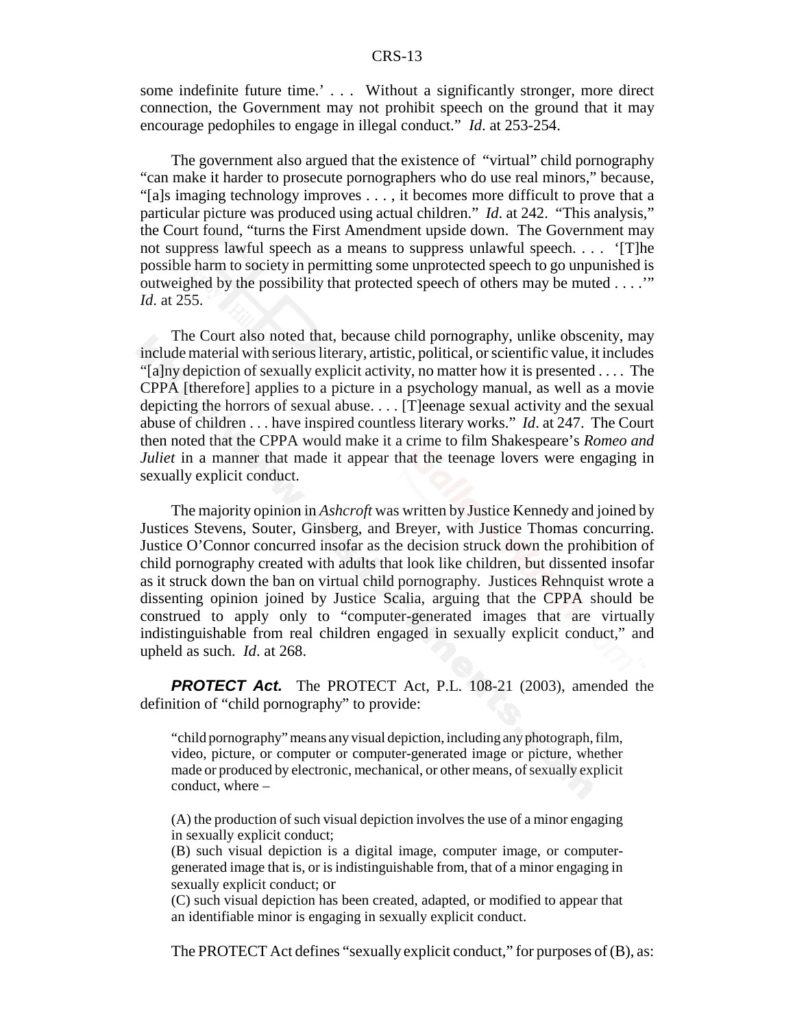some indefinite future time.' . . . Without a significantly stronger, more direct connection, the Government may not prohibit speech on the ground that it may encourage pedophiles to engage in illegal conduct." *Id*. at 253-254.

The government also argued that the existence of "virtual" child pornography "can make it harder to prosecute pornographers who do use real minors," because, "[a]s imaging technology improves . . . , it becomes more difficult to prove that a particular picture was produced using actual children." *Id*. at 242. "This analysis," the Court found, "turns the First Amendment upside down. The Government may not suppress lawful speech as a means to suppress unlawful speech. . . . '[T]he possible harm to society in permitting some unprotected speech to go unpunished is outweighed by the possibility that protected speech of others may be muted . . . .'" *Id*. at 255.

The Court also noted that, because child pornography, unlike obscenity, may include material with serious literary, artistic, political, or scientific value, it includes "[a]ny depiction of sexually explicit activity, no matter how it is presented . . . . The CPPA [therefore] applies to a picture in a psychology manual, as well as a movie depicting the horrors of sexual abuse. . . . [T]eenage sexual activity and the sexual abuse of children . . . have inspired countless literary works." *Id*. at 247. The Court then noted that the CPPA would make it a crime to film Shakespeare's *Romeo and Juliet* in a manner that made it appear that the teenage lovers were engaging in sexually explicit conduct.

The majority opinion in *Ashcroft* was written by Justice Kennedy and joined by Justices Stevens, Souter, Ginsberg, and Breyer, with Justice Thomas concurring. Justice O'Connor concurred insofar as the decision struck down the prohibition of child pornography created with adults that look like children, but dissented insofar as it struck down the ban on virtual child pornography. Justices Rehnquist wrote a dissenting opinion joined by Justice Scalia, arguing that the CPPA should be construed to apply only to "computer-generated images that are virtually indistinguishable from real children engaged in sexually explicit conduct," and upheld as such. *Id*. at 268.

***PROTECT Act.*** The PROTECT Act, P.L. 108-21 (2003), amended the definition of "child pornography" to provide:

> "child pornography" means any visual depiction, including any photograph, film, video, picture, or computer or computer-generated image or picture, whether made or produced by electronic, mechanical, or other means, of sexually explicit conduct, where –
>
> (A) the production of such visual depiction involves the use of a minor engaging in sexually explicit conduct;
> (B) such visual depiction is a digital image, computer image, or computer-generated image that is, or is indistinguishable from, that of a minor engaging in sexually explicit conduct; or
> (C) such visual depiction has been created, adapted, or modified to appear that an identifiable minor is engaging in sexually explicit conduct.

The PROTECT Act defines "sexually explicit conduct," for purposes of (B), as: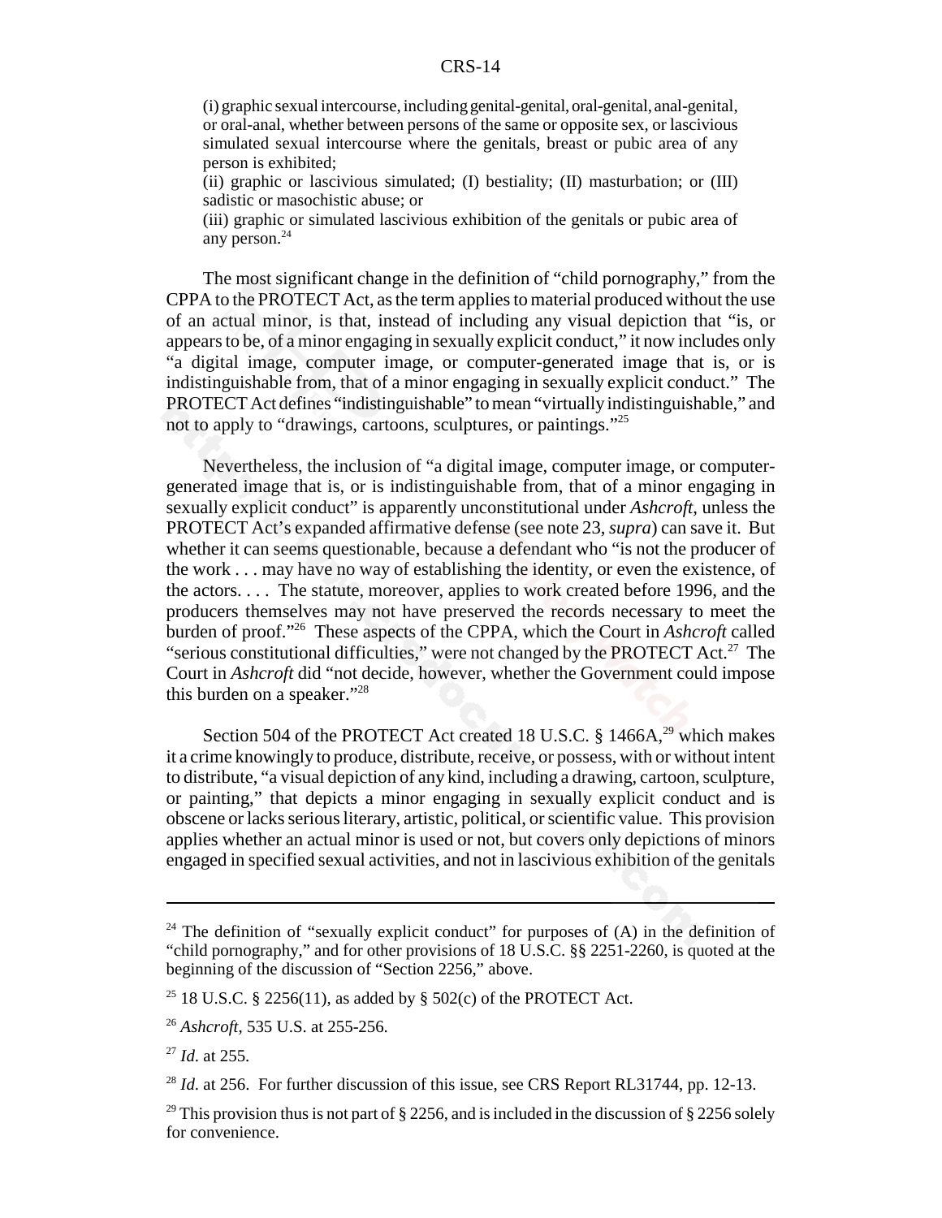(i) graphic sexual intercourse, including genital-genital, oral-genital, anal-genital, or oral-anal, whether between persons of the same or opposite sex, or lascivious simulated sexual intercourse where the genitals, breast or pubic area of any person is exhibited;
(ii) graphic or lascivious simulated; (I) bestiality; (II) masturbation; or (III) sadistic or masochistic abuse; or
(iii) graphic or simulated lascivious exhibition of the genitals or pubic area of any person.[24]

The most significant change in the definition of "child pornography," from the CPPA to the PROTECT Act, as the term applies to material produced without the use of an actual minor, is that, instead of including any visual depiction that "is, or appears to be, of a minor engaging in sexually explicit conduct," it now includes only "a digital image, computer image, or computer-generated image that is, or is indistinguishable from, that of a minor engaging in sexually explicit conduct." The PROTECT Act defines "indistinguishable" to mean "virtually indistinguishable," and not to apply to "drawings, cartoons, sculptures, or paintings."[25]

Nevertheless, the inclusion of "a digital image, computer image, or computer-generated image that is, or is indistinguishable from, that of a minor engaging in sexually explicit conduct" is apparently unconstitutional under *Ashcroft*, unless the PROTECT Act's expanded affirmative defense (see note 23, *supra*) can save it. But whether it can seems questionable, because a defendant who "is not the producer of the work . . . may have no way of establishing the identity, or even the existence, of the actors. . . . The statute, moreover, applies to work created before 1996, and the producers themselves may not have preserved the records necessary to meet the burden of proof."[26] These aspects of the CPPA, which the Court in *Ashcroft* called "serious constitutional difficulties," were not changed by the PROTECT Act.[27] The Court in *Ashcroft* did "not decide, however, whether the Government could impose this burden on a speaker."[28]

Section 504 of the PROTECT Act created 18 U.S.C. § 1466A,[29] which makes it a crime knowingly to produce, distribute, receive, or possess, with or without intent to distribute, "a visual depiction of any kind, including a drawing, cartoon, sculpture, or painting," that depicts a minor engaging in sexually explicit conduct and is obscene or lacks serious literary, artistic, political, or scientific value. This provision applies whether an actual minor is used or not, but covers only depictions of minors engaged in specified sexual activities, and not in lascivious exhibition of the genitals

---

[24] The definition of "sexually explicit conduct" for purposes of (A) in the definition of "child pornography," and for other provisions of 18 U.S.C. §§ 2251-2260, is quoted at the beginning of the discussion of "Section 2256," above.

[25] 18 U.S.C. § 2256(11), as added by § 502(c) of the PROTECT Act.

[26] *Ashcroft*, 535 U.S. at 255-256.

[27] *Id.* at 255.

[28] *Id.* at 256. For further discussion of this issue, see CRS Report RL31744, pp. 12-13.

[29] This provision thus is not part of § 2256, and is included in the discussion of § 2256 solely for convenience.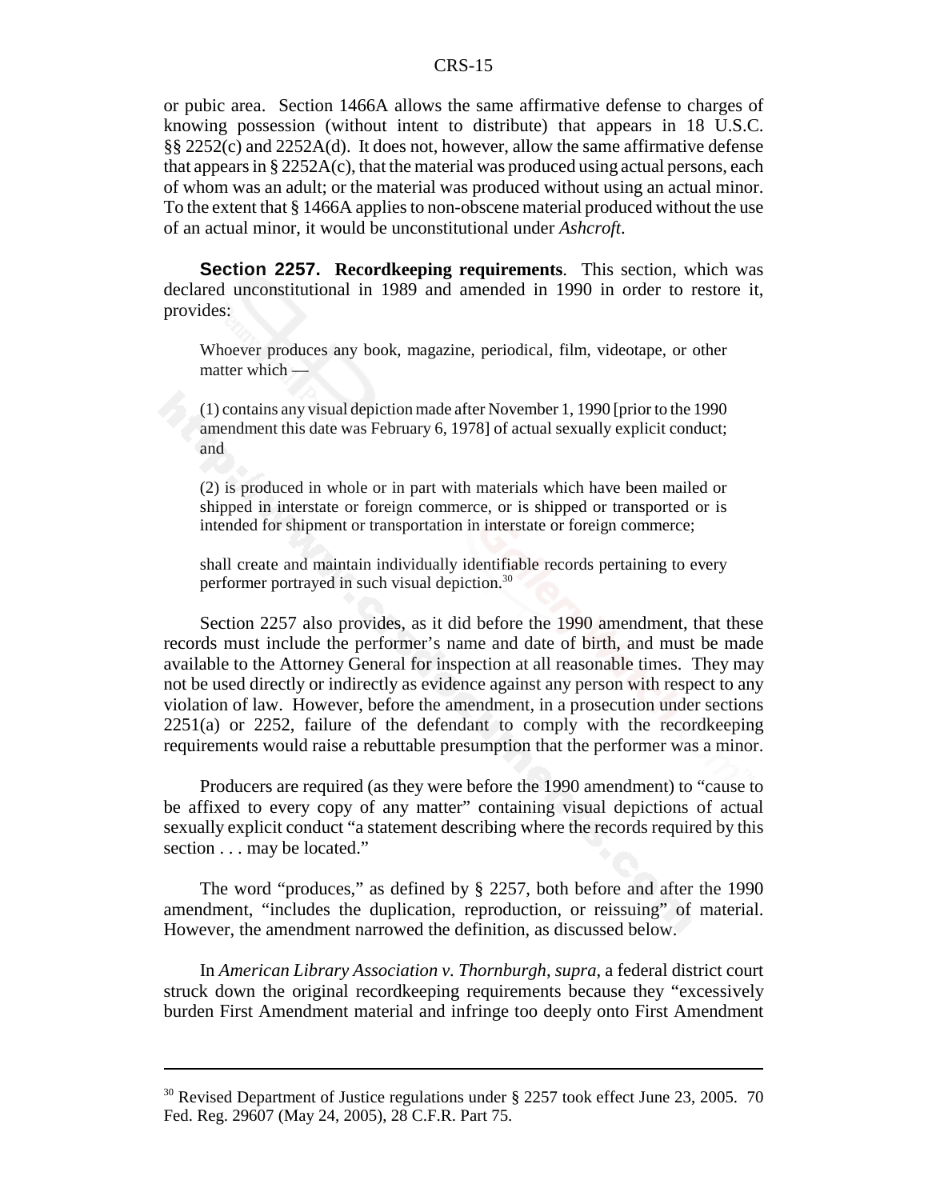or pubic area. Section 1466A allows the same affirmative defense to charges of knowing possession (without intent to distribute) that appears in 18 U.S.C. §§ 2252(c) and 2252A(d). It does not, however, allow the same affirmative defense that appears in § 2252A(c), that the material was produced using actual persons, each of whom was an adult; or the material was produced without using an actual minor. To the extent that § 1466A applies to non-obscene material produced without the use of an actual minor, it would be unconstitutional under *Ashcroft*.

**Section 2257. Recordkeeping requirements**. This section, which was declared unconstitutional in 1989 and amended in 1990 in order to restore it, provides:

> Whoever produces any book, magazine, periodical, film, videotape, or other matter which —
>
> (1) contains any visual depiction made after November 1, 1990 [prior to the 1990 amendment this date was February 6, 1978] of actual sexually explicit conduct; and
>
> (2) is produced in whole or in part with materials which have been mailed or shipped in interstate or foreign commerce, or is shipped or transported or is intended for shipment or transportation in interstate or foreign commerce;
>
> shall create and maintain individually identifiable records pertaining to every performer portrayed in such visual depiction.[30]

Section 2257 also provides, as it did before the 1990 amendment, that these records must include the performer's name and date of birth, and must be made available to the Attorney General for inspection at all reasonable times. They may not be used directly or indirectly as evidence against any person with respect to any violation of law. However, before the amendment, in a prosecution under sections 2251(a) or 2252, failure of the defendant to comply with the recordkeeping requirements would raise a rebuttable presumption that the performer was a minor.

Producers are required (as they were before the 1990 amendment) to "cause to be affixed to every copy of any matter" containing visual depictions of actual sexually explicit conduct "a statement describing where the records required by this section . . . may be located."

The word "produces," as defined by § 2257, both before and after the 1990 amendment, "includes the duplication, reproduction, or reissuing" of material. However, the amendment narrowed the definition, as discussed below.

In *American Library Association v. Thornburgh*, *supra*, a federal district court struck down the original recordkeeping requirements because they "excessively burden First Amendment material and infringe too deeply onto First Amendment

---

[30] Revised Department of Justice regulations under § 2257 took effect June 23, 2005. 70 Fed. Reg. 29607 (May 24, 2005), 28 C.F.R. Part 75.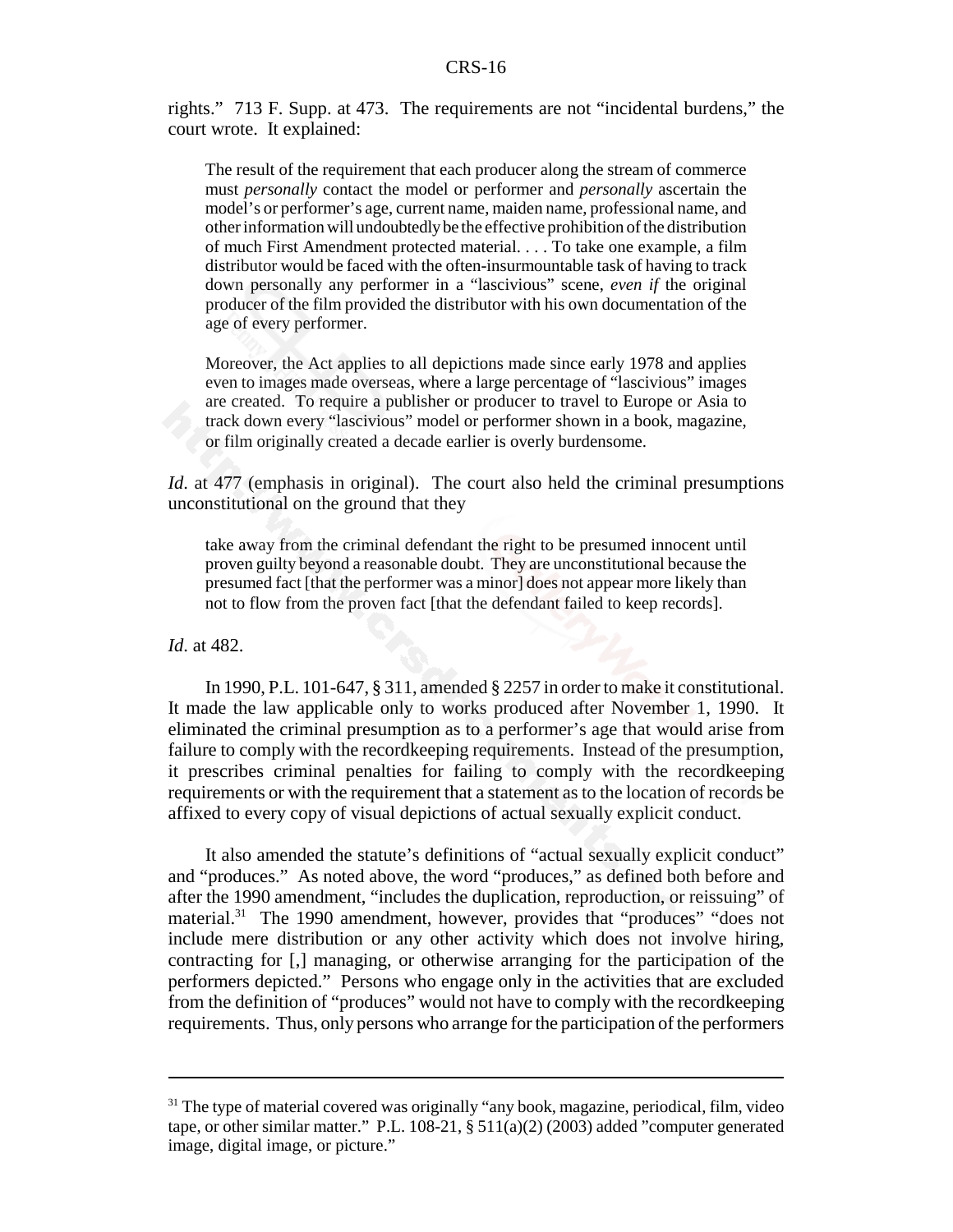rights." 713 F. Supp. at 473. The requirements are not "incidental burdens," the court wrote. It explained:

> The result of the requirement that each producer along the stream of commerce must *personally* contact the model or performer and *personally* ascertain the model's or performer's age, current name, maiden name, professional name, and other information will undoubtedly be the effective prohibition of the distribution of much First Amendment protected material. . . . To take one example, a film distributor would be faced with the often-insurmountable task of having to track down personally any performer in a "lascivious" scene, *even if* the original producer of the film provided the distributor with his own documentation of the age of every performer.
>
> Moreover, the Act applies to all depictions made since early 1978 and applies even to images made overseas, where a large percentage of "lascivious" images are created. To require a publisher or producer to travel to Europe or Asia to track down every "lascivious" model or performer shown in a book, magazine, or film originally created a decade earlier is overly burdensome.

*Id.* at 477 (emphasis in original). The court also held the criminal presumptions unconstitutional on the ground that they

> take away from the criminal defendant the right to be presumed innocent until proven guilty beyond a reasonable doubt. They are unconstitutional because the presumed fact [that the performer was a minor] does not appear more likely than not to flow from the proven fact [that the defendant failed to keep records].

*Id.* at 482.

In 1990, P.L. 101-647, § 311, amended § 2257 in order to make it constitutional. It made the law applicable only to works produced after November 1, 1990. It eliminated the criminal presumption as to a performer's age that would arise from failure to comply with the recordkeeping requirements. Instead of the presumption, it prescribes criminal penalties for failing to comply with the recordkeeping requirements or with the requirement that a statement as to the location of records be affixed to every copy of visual depictions of actual sexually explicit conduct.

It also amended the statute's definitions of "actual sexually explicit conduct" and "produces." As noted above, the word "produces," as defined both before and after the 1990 amendment, "includes the duplication, reproduction, or reissuing" of material.[31] The 1990 amendment, however, provides that "produces" "does not include mere distribution or any other activity which does not involve hiring, contracting for [,] managing, or otherwise arranging for the participation of the performers depicted." Persons who engage only in the activities that are excluded from the definition of "produces" would not have to comply with the recordkeeping requirements. Thus, only persons who arrange for the participation of the performers

---

[31] The type of material covered was originally "any book, magazine, periodical, film, video tape, or other similar matter." P.L. 108-21, § 511(a)(2) (2003) added "computer generated image, digital image, or picture."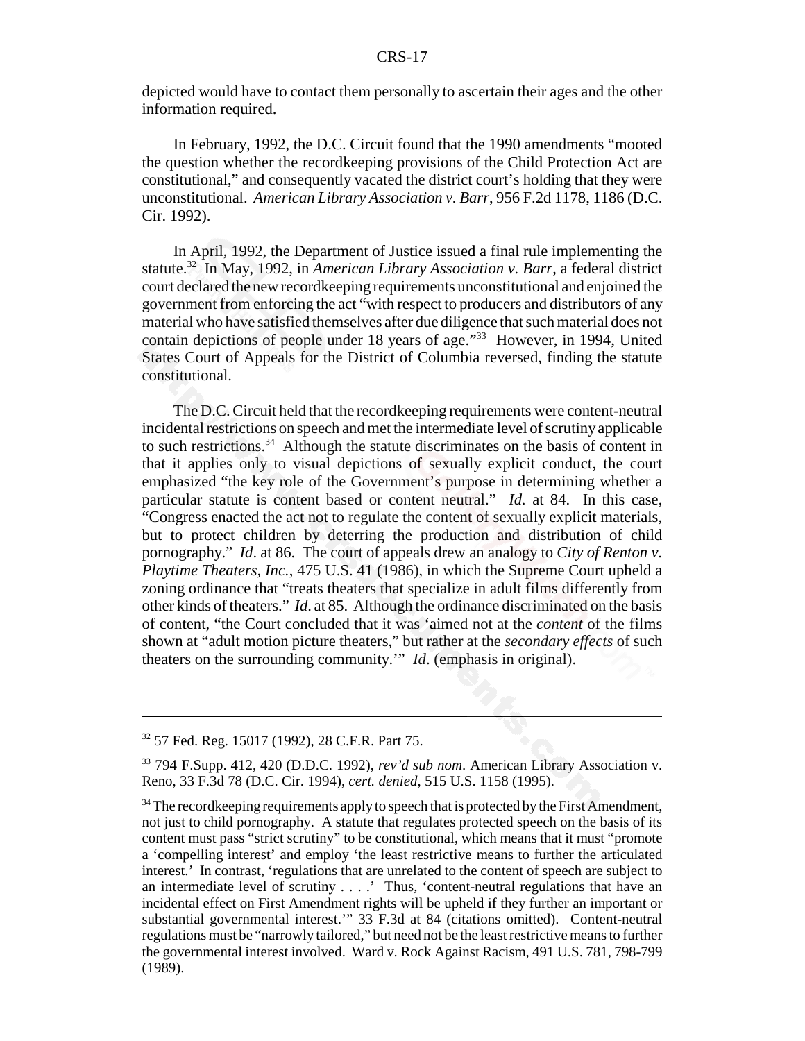depicted would have to contact them personally to ascertain their ages and the other information required.

In February, 1992, the D.C. Circuit found that the 1990 amendments "mooted the question whether the recordkeeping provisions of the Child Protection Act are constitutional," and consequently vacated the district court's holding that they were unconstitutional. *American Library Association v. Barr*, 956 F.2d 1178, 1186 (D.C. Cir. 1992).

In April, 1992, the Department of Justice issued a final rule implementing the statute.[32] In May, 1992, in *American Library Association v. Barr*, a federal district court declared the new recordkeeping requirements unconstitutional and enjoined the government from enforcing the act "with respect to producers and distributors of any material who have satisfied themselves after due diligence that such material does not contain depictions of people under 18 years of age."[33] However, in 1994, United States Court of Appeals for the District of Columbia reversed, finding the statute constitutional.

The D.C. Circuit held that the recordkeeping requirements were content-neutral incidental restrictions on speech and met the intermediate level of scrutiny applicable to such restrictions.[34] Although the statute discriminates on the basis of content in that it applies only to visual depictions of sexually explicit conduct, the court emphasized "the key role of the Government's purpose in determining whether a particular statute is content based or content neutral." *Id.* at 84. In this case, "Congress enacted the act not to regulate the content of sexually explicit materials, but to protect children by deterring the production and distribution of child pornography." *Id*. at 86. The court of appeals drew an analogy to *City of Renton v. Playtime Theaters, Inc.*, 475 U.S. 41 (1986), in which the Supreme Court upheld a zoning ordinance that "treats theaters that specialize in adult films differently from other kinds of theaters." *Id*. at 85. Although the ordinance discriminated on the basis of content, "the Court concluded that it was 'aimed not at the *content* of the films shown at "adult motion picture theaters," but rather at the *secondary effects* of such theaters on the surrounding community.'" *Id*. (emphasis in original).

---

[32] 57 Fed. Reg. 15017 (1992), 28 C.F.R. Part 75.

[33] 794 F.Supp. 412, 420 (D.D.C. 1992), *rev'd sub nom*. American Library Association v. Reno, 33 F.3d 78 (D.C. Cir. 1994), *cert. denied*, 515 U.S. 1158 (1995).

[34] The recordkeeping requirements apply to speech that is protected by the First Amendment, not just to child pornography. A statute that regulates protected speech on the basis of its content must pass "strict scrutiny" to be constitutional, which means that it must "promote a 'compelling interest' and employ 'the least restrictive means to further the articulated interest.' In contrast, 'regulations that are unrelated to the content of speech are subject to an intermediate level of scrutiny . . . .' Thus, 'content-neutral regulations that have an incidental effect on First Amendment rights will be upheld if they further an important or substantial governmental interest.'" 33 F.3d at 84 (citations omitted). Content-neutral regulations must be "narrowly tailored," but need not be the least restrictive means to further the governmental interest involved. Ward v. Rock Against Racism, 491 U.S. 781, 798-799 (1989).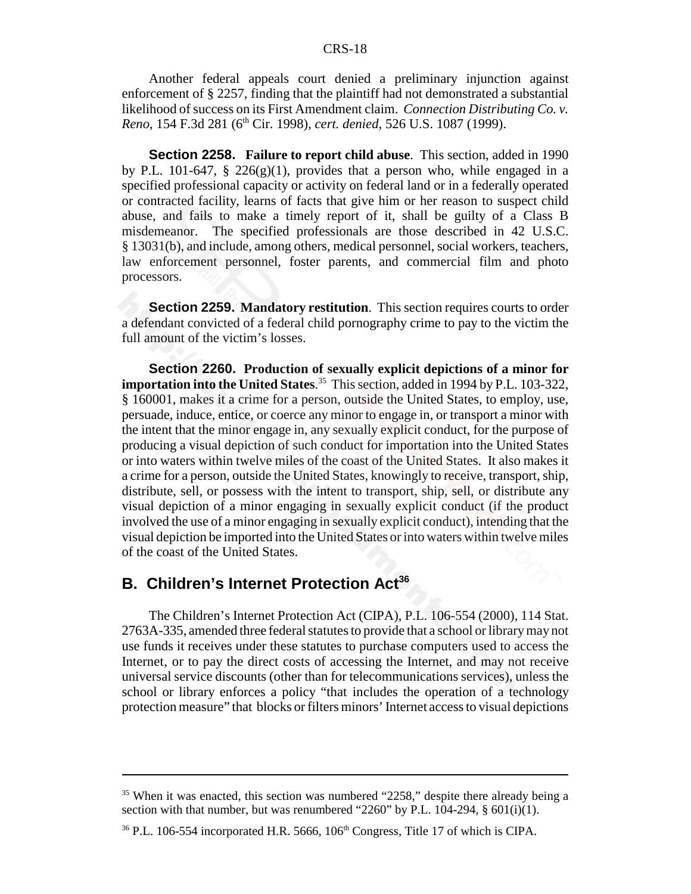Another federal appeals court denied a preliminary injunction against enforcement of § 2257, finding that the plaintiff had not demonstrated a substantial likelihood of success on its First Amendment claim. *Connection Distributing Co. v. Reno*, 154 F.3d 281 (6th Cir. 1998), *cert. denied*, 526 U.S. 1087 (1999).

**Section 2258. Failure to report child abuse**. This section, added in 1990 by P.L. 101-647, § 226(g)(1), provides that a person who, while engaged in a specified professional capacity or activity on federal land or in a federally operated or contracted facility, learns of facts that give him or her reason to suspect child abuse, and fails to make a timely report of it, shall be guilty of a Class B misdemeanor. The specified professionals are those described in 42 U.S.C. § 13031(b), and include, among others, medical personnel, social workers, teachers, law enforcement personnel, foster parents, and commercial film and photo processors.

**Section 2259. Mandatory restitution**. This section requires courts to order a defendant convicted of a federal child pornography crime to pay to the victim the full amount of the victim's losses.

**Section 2260. Production of sexually explicit depictions of a minor for importation into the United States**.[35] This section, added in 1994 by P.L. 103-322, § 160001, makes it a crime for a person, outside the United States, to employ, use, persuade, induce, entice, or coerce any minor to engage in, or transport a minor with the intent that the minor engage in, any sexually explicit conduct, for the purpose of producing a visual depiction of such conduct for importation into the United States or into waters within twelve miles of the coast of the United States. It also makes it a crime for a person, outside the United States, knowingly to receive, transport, ship, distribute, sell, or possess with the intent to transport, ship, sell, or distribute any visual depiction of a minor engaging in sexually explicit conduct (if the product involved the use of a minor engaging in sexually explicit conduct), intending that the visual depiction be imported into the United States or into waters within twelve miles of the coast of the United States.

## B. Children's Internet Protection Act[36]

The Children's Internet Protection Act (CIPA), P.L. 106-554 (2000), 114 Stat. 2763A-335, amended three federal statutes to provide that a school or library may not use funds it receives under these statutes to purchase computers used to access the Internet, or to pay the direct costs of accessing the Internet, and may not receive universal service discounts (other than for telecommunications services), unless the school or library enforces a policy "that includes the operation of a technology protection measure" that blocks or filters minors' Internet access to visual depictions

---

[35] When it was enacted, this section was numbered "2258," despite there already being a section with that number, but was renumbered "2260" by P.L. 104-294, § 601(i)(1).

[36] P.L. 106-554 incorporated H.R. 5666, 106th Congress, Title 17 of which is CIPA.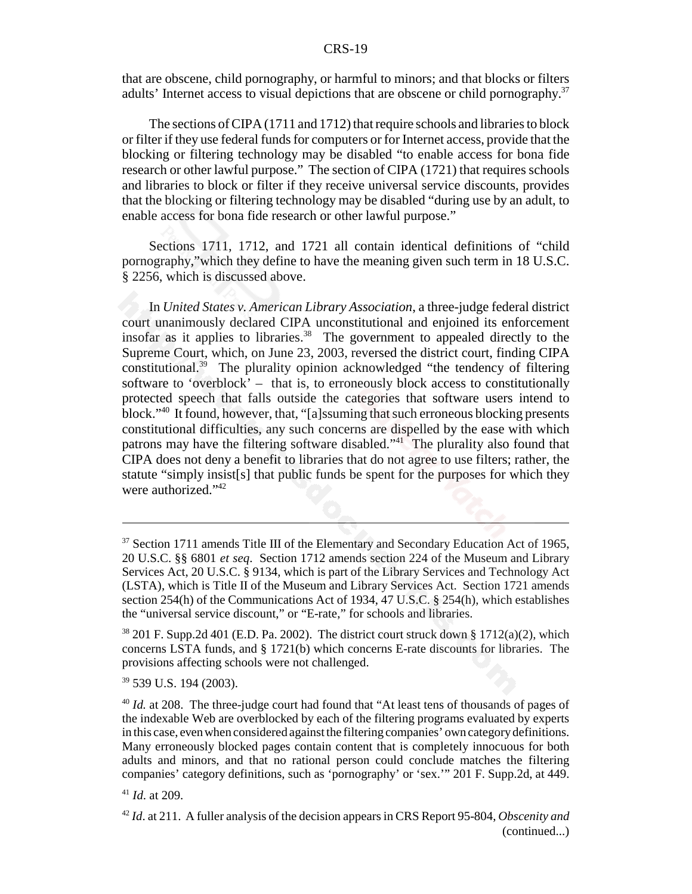that are obscene, child pornography, or harmful to minors; and that blocks or filters adults' Internet access to visual depictions that are obscene or child pornography.[37]

The sections of CIPA (1711 and 1712) that require schools and libraries to block or filter if they use federal funds for computers or for Internet access, provide that the blocking or filtering technology may be disabled "to enable access for bona fide research or other lawful purpose." The section of CIPA (1721) that requires schools and libraries to block or filter if they receive universal service discounts, provides that the blocking or filtering technology may be disabled "during use by an adult, to enable access for bona fide research or other lawful purpose."

Sections 1711, 1712, and 1721 all contain identical definitions of "child pornography,"which they define to have the meaning given such term in 18 U.S.C. § 2256, which is discussed above.

In *United States v. American Library Association*, a three-judge federal district court unanimously declared CIPA unconstitutional and enjoined its enforcement insofar as it applies to libraries.[38] The government to appealed directly to the Supreme Court, which, on June 23, 2003, reversed the district court, finding CIPA constitutional.[39] The plurality opinion acknowledged "the tendency of filtering software to 'overblock' – that is, to erroneously block access to constitutionally protected speech that falls outside the categories that software users intend to block."[40] It found, however, that, "[a]ssuming that such erroneous blocking presents constitutional difficulties, any such concerns are dispelled by the ease with which patrons may have the filtering software disabled."[41] The plurality also found that CIPA does not deny a benefit to libraries that do not agree to use filters; rather, the statute "simply insist[s] that public funds be spent for the purposes for which they were authorized."[42]

---

[37] Section 1711 amends Title III of the Elementary and Secondary Education Act of 1965, 20 U.S.C. §§ 6801 *et seq*. Section 1712 amends section 224 of the Museum and Library Services Act, 20 U.S.C. § 9134, which is part of the Library Services and Technology Act (LSTA), which is Title II of the Museum and Library Services Act. Section 1721 amends section 254(h) of the Communications Act of 1934, 47 U.S.C. § 254(h), which establishes the "universal service discount," or "E-rate," for schools and libraries.

[38] 201 F. Supp.2d 401 (E.D. Pa. 2002). The district court struck down § 1712(a)(2), which concerns LSTA funds, and § 1721(b) which concerns E-rate discounts for libraries. The provisions affecting schools were not challenged.

[39] 539 U.S. 194 (2003).

[40] *Id.* at 208. The three-judge court had found that "At least tens of thousands of pages of the indexable Web are overblocked by each of the filtering programs evaluated by experts in this case, even when considered against the filtering companies' own category definitions. Many erroneously blocked pages contain content that is completely innocuous for both adults and minors, and that no rational person could conclude matches the filtering companies' category definitions, such as 'pornography' or 'sex.'" 201 F. Supp.2d, at 449.

[41] *Id.* at 209.

[42] *Id*. at 211. A fuller analysis of the decision appears in CRS Report 95-804, *Obscenity and* (continued...)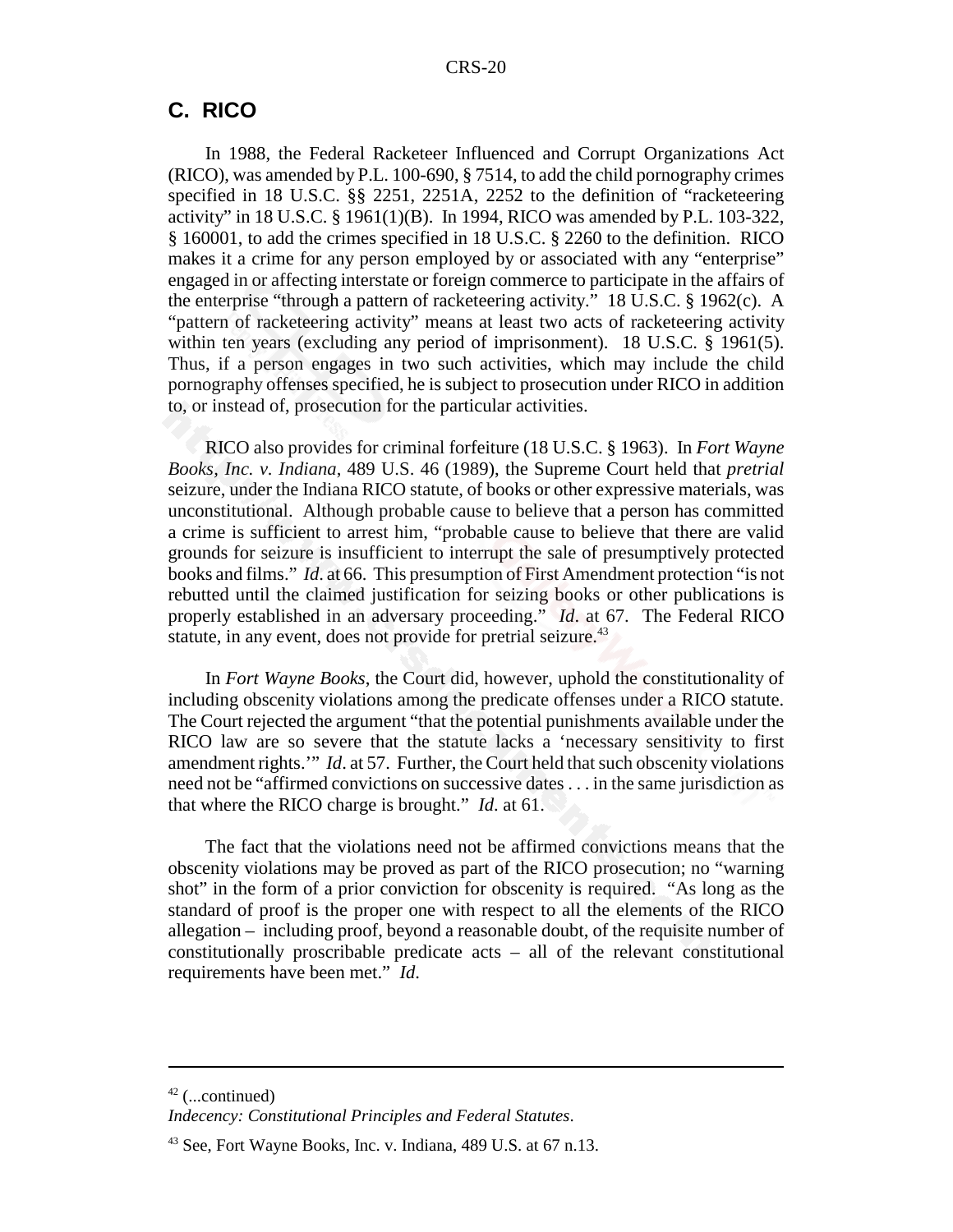## C. RICO

In 1988, the Federal Racketeer Influenced and Corrupt Organizations Act (RICO), was amended by P.L. 100-690, § 7514, to add the child pornography crimes specified in 18 U.S.C. §§ 2251, 2251A, 2252 to the definition of "racketeering activity" in 18 U.S.C. § 1961(1)(B). In 1994, RICO was amended by P.L. 103-322, § 160001, to add the crimes specified in 18 U.S.C. § 2260 to the definition. RICO makes it a crime for any person employed by or associated with any "enterprise" engaged in or affecting interstate or foreign commerce to participate in the affairs of the enterprise "through a pattern of racketeering activity." 18 U.S.C. § 1962(c). A "pattern of racketeering activity" means at least two acts of racketeering activity within ten years (excluding any period of imprisonment). 18 U.S.C. § 1961(5). Thus, if a person engages in two such activities, which may include the child pornography offenses specified, he is subject to prosecution under RICO in addition to, or instead of, prosecution for the particular activities.

RICO also provides for criminal forfeiture (18 U.S.C. § 1963). In *Fort Wayne Books, Inc. v. Indiana*, 489 U.S. 46 (1989), the Supreme Court held that *pretrial* seizure, under the Indiana RICO statute, of books or other expressive materials, was unconstitutional. Although probable cause to believe that a person has committed a crime is sufficient to arrest him, "probable cause to believe that there are valid grounds for seizure is insufficient to interrupt the sale of presumptively protected books and films." *Id*. at 66. This presumption of First Amendment protection "is not rebutted until the claimed justification for seizing books or other publications is properly established in an adversary proceeding." *Id*. at 67. The Federal RICO statute, in any event, does not provide for pretrial seizure.[43]

In *Fort Wayne Books*, the Court did, however, uphold the constitutionality of including obscenity violations among the predicate offenses under a RICO statute. The Court rejected the argument "that the potential punishments available under the RICO law are so severe that the statute lacks a 'necessary sensitivity to first amendment rights.'" *Id*. at 57. Further, the Court held that such obscenity violations need not be "affirmed convictions on successive dates . . . in the same jurisdiction as that where the RICO charge is brought." *Id*. at 61.

The fact that the violations need not be affirmed convictions means that the obscenity violations may be proved as part of the RICO prosecution; no "warning shot" in the form of a prior conviction for obscenity is required. "As long as the standard of proof is the proper one with respect to all the elements of the RICO allegation – including proof, beyond a reasonable doubt, of the requisite number of constitutionally proscribable predicate acts – all of the relevant constitutional requirements have been met." *Id*.

---

[42] (...continued)
*Indecency: Constitutional Principles and Federal Statutes*.

[43] See, Fort Wayne Books, Inc. v. Indiana, 489 U.S. at 67 n.13.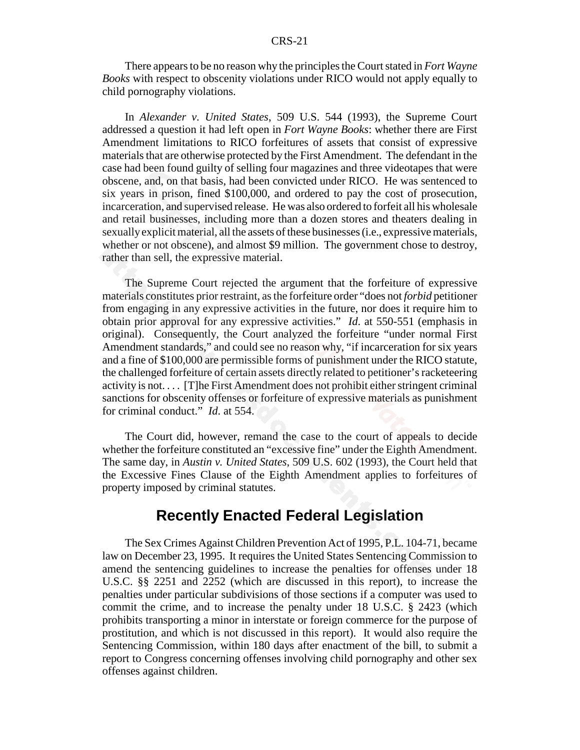There appears to be no reason why the principles the Court stated in *Fort Wayne Books* with respect to obscenity violations under RICO would not apply equally to child pornography violations.

In *Alexander v. United States*, 509 U.S. 544 (1993), the Supreme Court addressed a question it had left open in *Fort Wayne Books*: whether there are First Amendment limitations to RICO forfeitures of assets that consist of expressive materials that are otherwise protected by the First Amendment. The defendant in the case had been found guilty of selling four magazines and three videotapes that were obscene, and, on that basis, had been convicted under RICO. He was sentenced to six years in prison, fined $100,000, and ordered to pay the cost of prosecution, incarceration, and supervised release. He was also ordered to forfeit all his wholesale and retail businesses, including more than a dozen stores and theaters dealing in sexually explicit material, all the assets of these businesses (i.e., expressive materials, whether or not obscene), and almost $9 million. The government chose to destroy, rather than sell, the expressive material.

The Supreme Court rejected the argument that the forfeiture of expressive materials constitutes prior restraint, as the forfeiture order "does not *forbid* petitioner from engaging in any expressive activities in the future, nor does it require him to obtain prior approval for any expressive activities." *Id.* at 550-551 (emphasis in original). Consequently, the Court analyzed the forfeiture "under normal First Amendment standards," and could see no reason why, "if incarceration for six years and a fine of $100,000 are permissible forms of punishment under the RICO statute, the challenged forfeiture of certain assets directly related to petitioner's racketeering activity is not. . . . [T]he First Amendment does not prohibit either stringent criminal sanctions for obscenity offenses or forfeiture of expressive materials as punishment for criminal conduct." *Id.* at 554.

The Court did, however, remand the case to the court of appeals to decide whether the forfeiture constituted an "excessive fine" under the Eighth Amendment. The same day, in *Austin v. United States*, 509 U.S. 602 (1993), the Court held that the Excessive Fines Clause of the Eighth Amendment applies to forfeitures of property imposed by criminal statutes.

## Recently Enacted Federal Legislation

The Sex Crimes Against Children Prevention Act of 1995, P.L. 104-71, became law on December 23, 1995. It requires the United States Sentencing Commission to amend the sentencing guidelines to increase the penalties for offenses under 18 U.S.C. §§ 2251 and 2252 (which are discussed in this report), to increase the penalties under particular subdivisions of those sections if a computer was used to commit the crime, and to increase the penalty under 18 U.S.C. § 2423 (which prohibits transporting a minor in interstate or foreign commerce for the purpose of prostitution, and which is not discussed in this report). It would also require the Sentencing Commission, within 180 days after enactment of the bill, to submit a report to Congress concerning offenses involving child pornography and other sex offenses against children.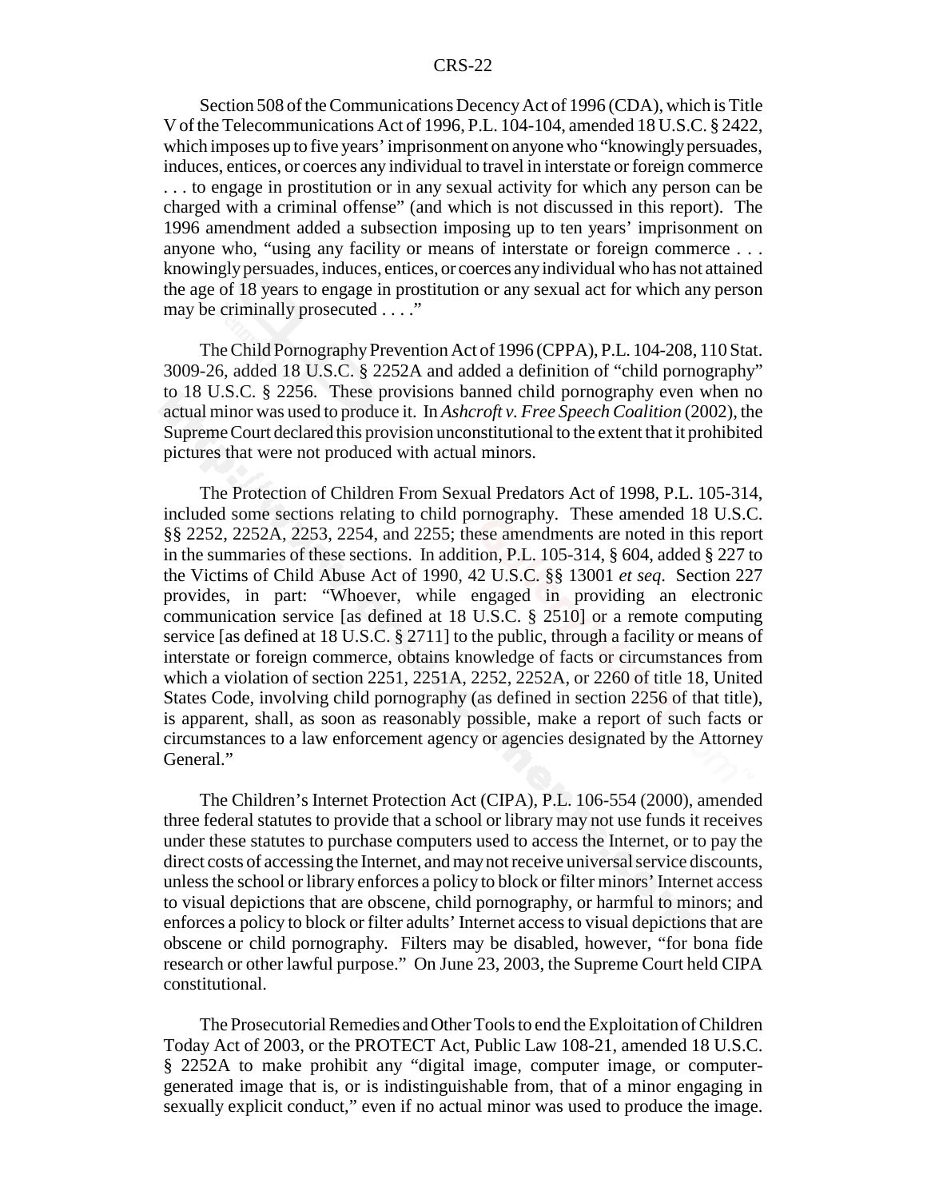Section 508 of the Communications Decency Act of 1996 (CDA), which is Title V of the Telecommunications Act of 1996, P.L. 104-104, amended 18 U.S.C. § 2422, which imposes up to five years' imprisonment on anyone who "knowingly persuades, induces, entices, or coerces any individual to travel in interstate or foreign commerce . . . to engage in prostitution or in any sexual activity for which any person can be charged with a criminal offense" (and which is not discussed in this report). The 1996 amendment added a subsection imposing up to ten years' imprisonment on anyone who, "using any facility or means of interstate or foreign commerce . . . knowingly persuades, induces, entices, or coerces any individual who has not attained the age of 18 years to engage in prostitution or any sexual act for which any person may be criminally prosecuted . . . ."

The Child Pornography Prevention Act of 1996 (CPPA), P.L. 104-208, 110 Stat. 3009-26, added 18 U.S.C. § 2252A and added a definition of "child pornography" to 18 U.S.C. § 2256. These provisions banned child pornography even when no actual minor was used to produce it. In *Ashcroft v. Free Speech Coalition* (2002), the Supreme Court declared this provision unconstitutional to the extent that it prohibited pictures that were not produced with actual minors.

The Protection of Children From Sexual Predators Act of 1998, P.L. 105-314, included some sections relating to child pornography. These amended 18 U.S.C. §§ 2252, 2252A, 2253, 2254, and 2255; these amendments are noted in this report in the summaries of these sections. In addition, P.L. 105-314, § 604, added § 227 to the Victims of Child Abuse Act of 1990, 42 U.S.C. §§ 13001 *et seq*. Section 227 provides, in part: "Whoever, while engaged in providing an electronic communication service [as defined at 18 U.S.C. § 2510] or a remote computing service [as defined at 18 U.S.C. § 2711] to the public, through a facility or means of interstate or foreign commerce, obtains knowledge of facts or circumstances from which a violation of section 2251, 2251A, 2252, 2252A, or 2260 of title 18, United States Code, involving child pornography (as defined in section 2256 of that title), is apparent, shall, as soon as reasonably possible, make a report of such facts or circumstances to a law enforcement agency or agencies designated by the Attorney General."

The Children's Internet Protection Act (CIPA), P.L. 106-554 (2000), amended three federal statutes to provide that a school or library may not use funds it receives under these statutes to purchase computers used to access the Internet, or to pay the direct costs of accessing the Internet, and may not receive universal service discounts, unless the school or library enforces a policy to block or filter minors' Internet access to visual depictions that are obscene, child pornography, or harmful to minors; and enforces a policy to block or filter adults' Internet access to visual depictions that are obscene or child pornography. Filters may be disabled, however, "for bona fide research or other lawful purpose." On June 23, 2003, the Supreme Court held CIPA constitutional.

The Prosecutorial Remedies and Other Tools to end the Exploitation of Children Today Act of 2003, or the PROTECT Act, Public Law 108-21, amended 18 U.S.C. § 2252A to make prohibit any "digital image, computer image, or computer-generated image that is, or is indistinguishable from, that of a minor engaging in sexually explicit conduct," even if no actual minor was used to produce the image.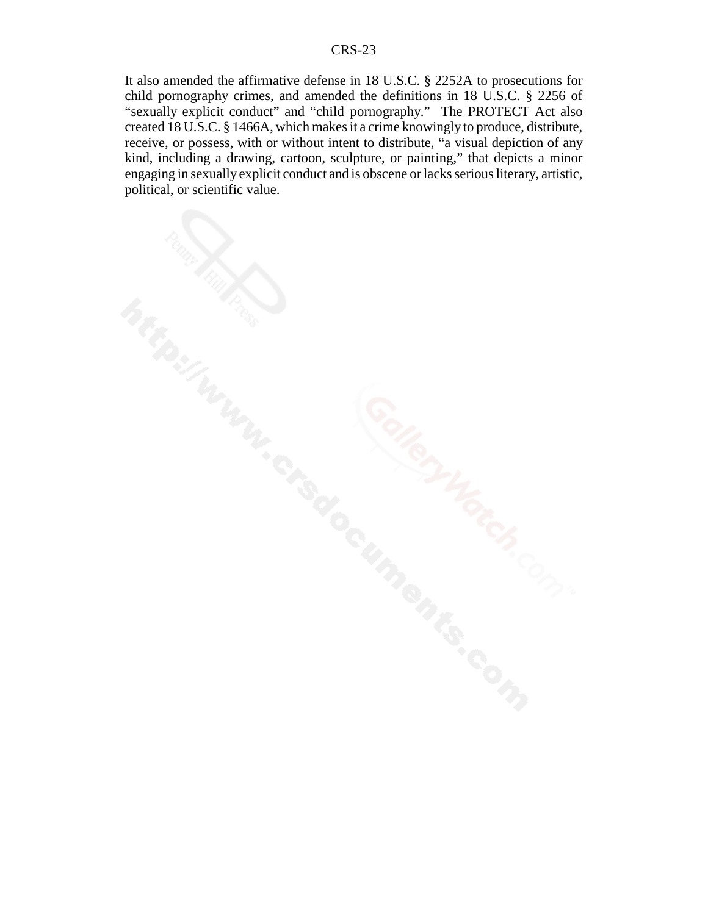It also amended the affirmative defense in 18 U.S.C. § 2252A to prosecutions for child pornography crimes, and amended the definitions in 18 U.S.C. § 2256 of "sexually explicit conduct" and "child pornography." The PROTECT Act also created 18 U.S.C. § 1466A, which makes it a crime knowingly to produce, distribute, receive, or possess, with or without intent to distribute, "a visual depiction of any kind, including a drawing, cartoon, sculpture, or painting," that depicts a minor engaging in sexually explicit conduct and is obscene or lacks serious literary, artistic, political, or scientific value.